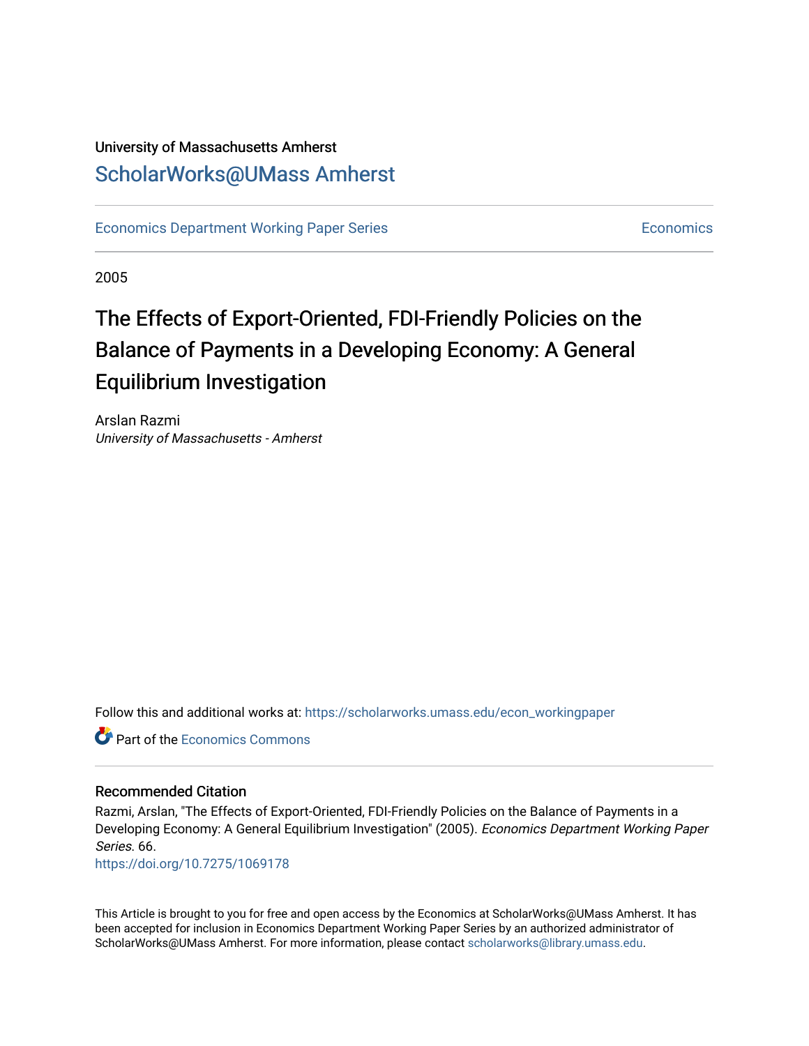University of Massachusetts Amherst

# ScholarWorks@UMass Amherst

Economics Department Working Paper Series | Economics

2005

# The Effects of Export-Oriented, FDI-Friendly Policies on the Balance of Payments in a Developing Economy: A General Equilibrium Investigation

Arslan Razmi
*University of Massachusetts - Amherst*

Follow this and additional works at: https://scholarworks.umass.edu/econ_workingpaper

Part of the Economics Commons

### Recommended Citation

Razmi, Arslan, "The Effects of Export-Oriented, FDI-Friendly Policies on the Balance of Payments in a Developing Economy: A General Equilibrium Investigation" (2005). *Economics Department Working Paper Series*. 66.
https://doi.org/10.7275/1069178

This Article is brought to you for free and open access by the Economics at ScholarWorks@UMass Amherst. It has been accepted for inclusion in Economics Department Working Paper Series by an authorized administrator of ScholarWorks@UMass Amherst. For more information, please contact scholarworks@library.umass.edu.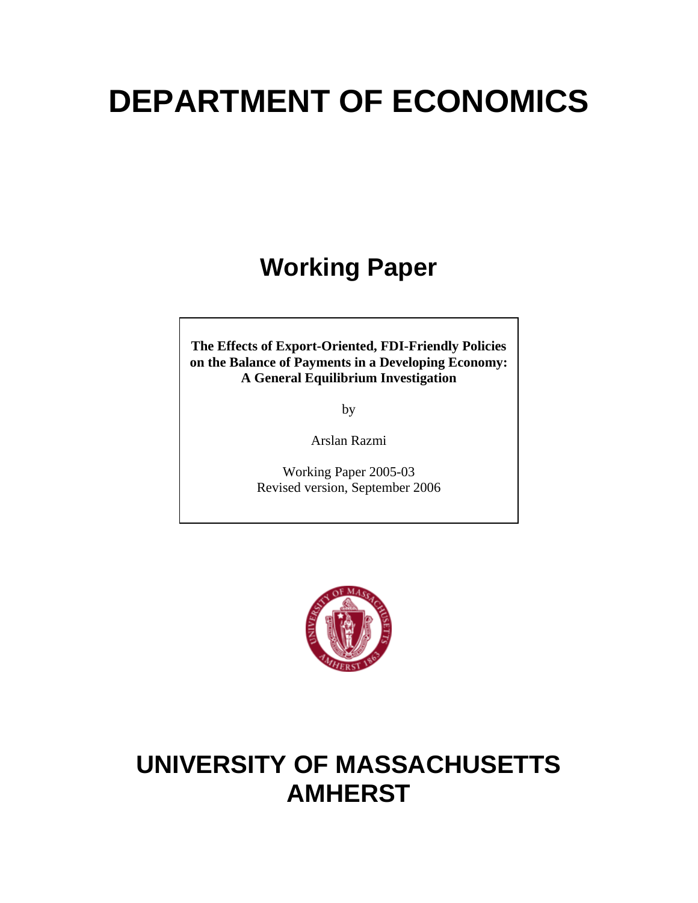# DEPARTMENT OF ECONOMICS

## Working Paper

**The Effects of Export-Oriented, FDI-Friendly Policies on the Balance of Payments in a Developing Economy: A General Equilibrium Investigation**

by

Arslan Razmi

Working Paper 2005-03
Revised version, September 2006

# UNIVERSITY OF MASSACHUSETTS AMHERST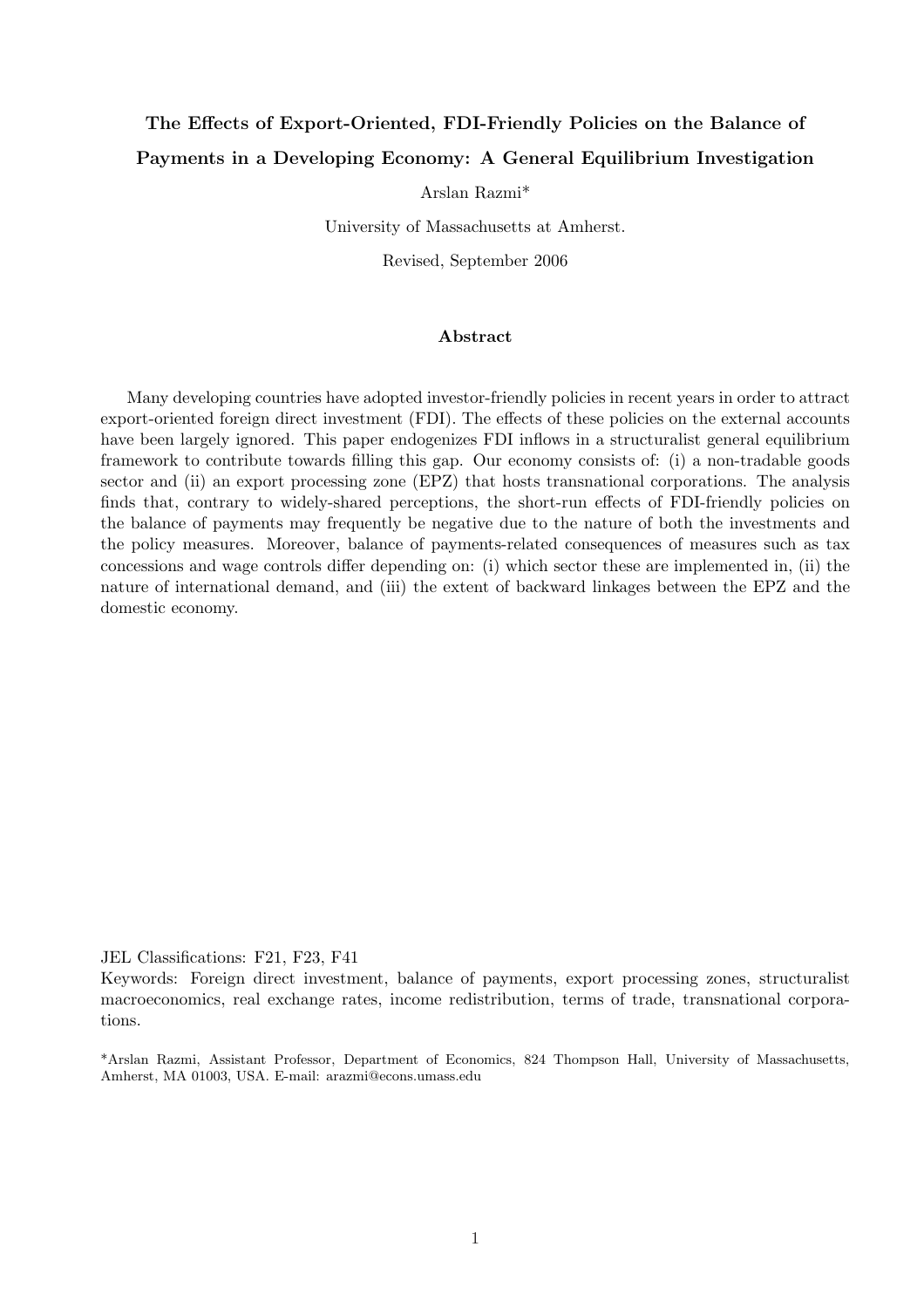# The Effects of Export-Oriented, FDI-Friendly Policies on the Balance of Payments in a Developing Economy: A General Equilibrium Investigation

Arslan Razmi*

University of Massachusetts at Amherst.

Revised, September 2006

### Abstract

Many developing countries have adopted investor-friendly policies in recent years in order to attract export-oriented foreign direct investment (FDI). The effects of these policies on the external accounts have been largely ignored. This paper endogenizes FDI inflows in a structuralist general equilibrium framework to contribute towards filling this gap. Our economy consists of: (i) a non-tradable goods sector and (ii) an export processing zone (EPZ) that hosts transnational corporations. The analysis finds that, contrary to widely-shared perceptions, the short-run effects of FDI-friendly policies on the balance of payments may frequently be negative due to the nature of both the investments and the policy measures. Moreover, balance of payments-related consequences of measures such as tax concessions and wage controls differ depending on: (i) which sector these are implemented in, (ii) the nature of international demand, and (iii) the extent of backward linkages between the EPZ and the domestic economy.

JEL Classifications: F21, F23, F41

Keywords: Foreign direct investment, balance of payments, export processing zones, structuralist macroeconomics, real exchange rates, income redistribution, terms of trade, transnational corporations.

*Arslan Razmi, Assistant Professor, Department of Economics, 824 Thompson Hall, University of Massachusetts, Amherst, MA 01003, USA. E-mail: arazmi@econs.umass.edu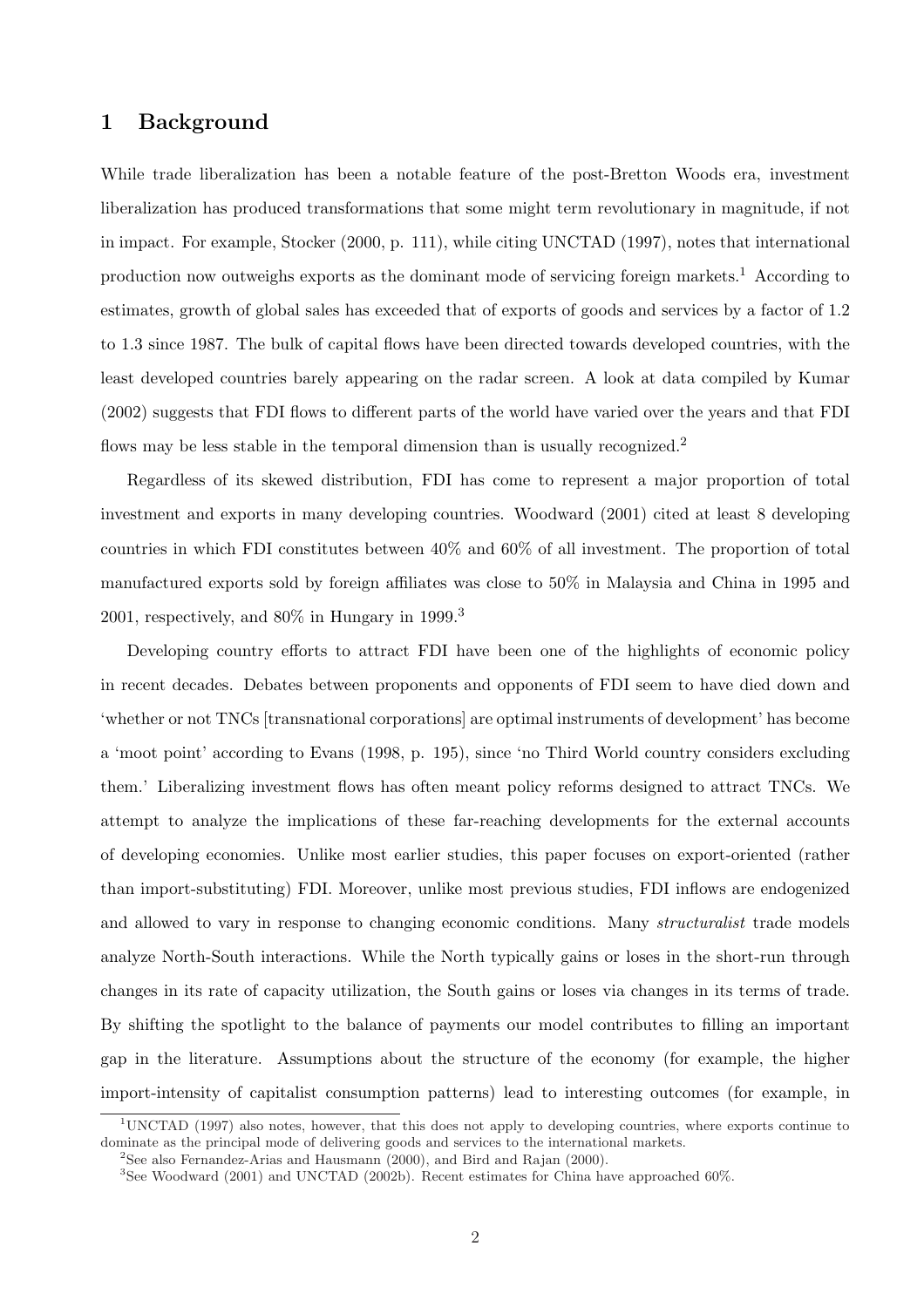# 1 Background

While trade liberalization has been a notable feature of the post-Bretton Woods era, investment liberalization has produced transformations that some might term revolutionary in magnitude, if not in impact. For example, Stocker (2000, p. 111), while citing UNCTAD (1997), notes that international production now outweighs exports as the dominant mode of servicing foreign markets.[1] According to estimates, growth of global sales has exceeded that of exports of goods and services by a factor of 1.2 to 1.3 since 1987. The bulk of capital flows have been directed towards developed countries, with the least developed countries barely appearing on the radar screen. A look at data compiled by Kumar (2002) suggests that FDI flows to different parts of the world have varied over the years and that FDI flows may be less stable in the temporal dimension than is usually recognized.[2]

Regardless of its skewed distribution, FDI has come to represent a major proportion of total investment and exports in many developing countries. Woodward (2001) cited at least 8 developing countries in which FDI constitutes between 40% and 60% of all investment. The proportion of total manufactured exports sold by foreign affiliates was close to 50% in Malaysia and China in 1995 and 2001, respectively, and 80% in Hungary in 1999.[3]

Developing country efforts to attract FDI have been one of the highlights of economic policy in recent decades. Debates between proponents and opponents of FDI seem to have died down and 'whether or not TNCs [transnational corporations] are optimal instruments of development' has become a 'moot point' according to Evans (1998, p. 195), since 'no Third World country considers excluding them.' Liberalizing investment flows has often meant policy reforms designed to attract TNCs. We attempt to analyze the implications of these far-reaching developments for the external accounts of developing economies. Unlike most earlier studies, this paper focuses on export-oriented (rather than import-substituting) FDI. Moreover, unlike most previous studies, FDI inflows are endogenized and allowed to vary in response to changing economic conditions. Many *structuralist* trade models analyze North-South interactions. While the North typically gains or loses in the short-run through changes in its rate of capacity utilization, the South gains or loses via changes in its terms of trade. By shifting the spotlight to the balance of payments our model contributes to filling an important gap in the literature. Assumptions about the structure of the economy (for example, the higher import-intensity of capitalist consumption patterns) lead to interesting outcomes (for example, in

[1] UNCTAD (1997) also notes, however, that this does not apply to developing countries, where exports continue to dominate as the principal mode of delivering goods and services to the international markets.

[2] See also Fernandez-Arias and Hausmann (2000), and Bird and Rajan (2000).

[3] See Woodward (2001) and UNCTAD (2002b). Recent estimates for China have approached 60%.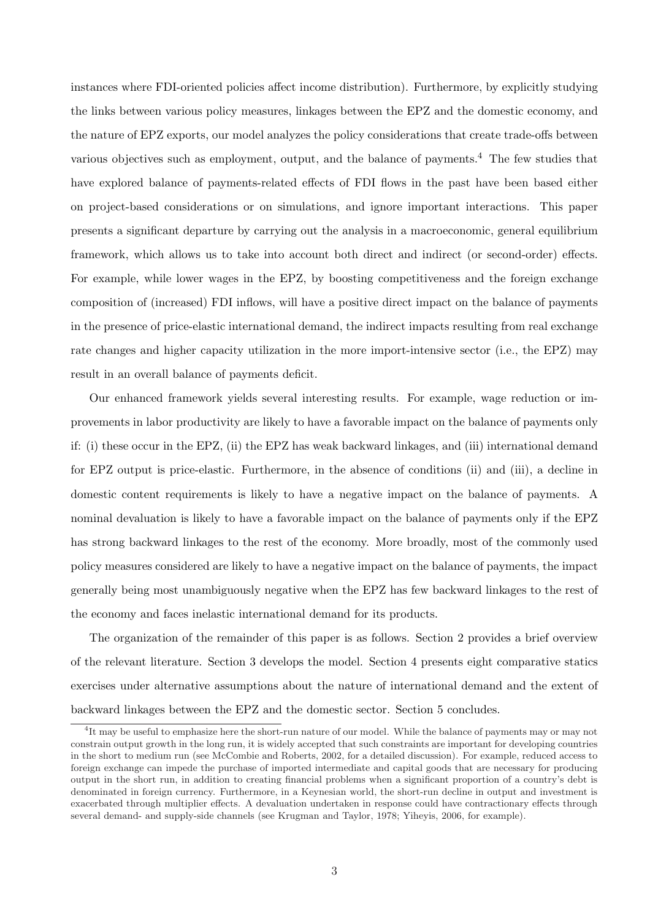instances where FDI-oriented policies affect income distribution). Furthermore, by explicitly studying the links between various policy measures, linkages between the EPZ and the domestic economy, and the nature of EPZ exports, our model analyzes the policy considerations that create trade-offs between various objectives such as employment, output, and the balance of payments.[4] The few studies that have explored balance of payments-related effects of FDI flows in the past have been based either on project-based considerations or on simulations, and ignore important interactions. This paper presents a significant departure by carrying out the analysis in a macroeconomic, general equilibrium framework, which allows us to take into account both direct and indirect (or second-order) effects. For example, while lower wages in the EPZ, by boosting competitiveness and the foreign exchange composition of (increased) FDI inflows, will have a positive direct impact on the balance of payments in the presence of price-elastic international demand, the indirect impacts resulting from real exchange rate changes and higher capacity utilization in the more import-intensive sector (i.e., the EPZ) may result in an overall balance of payments deficit.

Our enhanced framework yields several interesting results. For example, wage reduction or improvements in labor productivity are likely to have a favorable impact on the balance of payments only if: (i) these occur in the EPZ, (ii) the EPZ has weak backward linkages, and (iii) international demand for EPZ output is price-elastic. Furthermore, in the absence of conditions (ii) and (iii), a decline in domestic content requirements is likely to have a negative impact on the balance of payments. A nominal devaluation is likely to have a favorable impact on the balance of payments only if the EPZ has strong backward linkages to the rest of the economy. More broadly, most of the commonly used policy measures considered are likely to have a negative impact on the balance of payments, the impact generally being most unambiguously negative when the EPZ has few backward linkages to the rest of the economy and faces inelastic international demand for its products.

The organization of the remainder of this paper is as follows. Section 2 provides a brief overview of the relevant literature. Section 3 develops the model. Section 4 presents eight comparative statics exercises under alternative assumptions about the nature of international demand and the extent of backward linkages between the EPZ and the domestic sector. Section 5 concludes.

[4] It may be useful to emphasize here the short-run nature of our model. While the balance of payments may or may not constrain output growth in the long run, it is widely accepted that such constraints are important for developing countries in the short to medium run (see McCombie and Roberts, 2002, for a detailed discussion). For example, reduced access to foreign exchange can impede the purchase of imported intermediate and capital goods that are necessary for producing output in the short run, in addition to creating financial problems when a significant proportion of a country's debt is denominated in foreign currency. Furthermore, in a Keynesian world, the short-run decline in output and investment is exacerbated through multiplier effects. A devaluation undertaken in response could have contractionary effects through several demand- and supply-side channels (see Krugman and Taylor, 1978; Yiheyis, 2006, for example).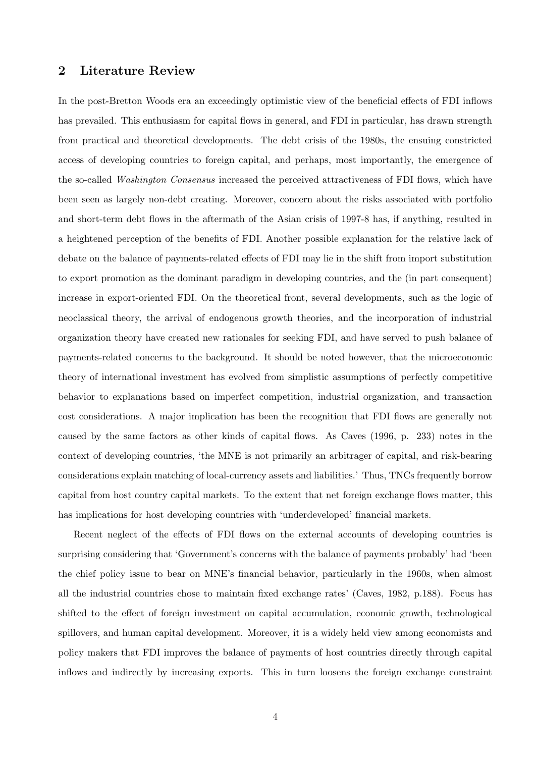## 2 Literature Review

In the post-Bretton Woods era an exceedingly optimistic view of the beneficial effects of FDI inflows has prevailed. This enthusiasm for capital flows in general, and FDI in particular, has drawn strength from practical and theoretical developments. The debt crisis of the 1980s, the ensuing constricted access of developing countries to foreign capital, and perhaps, most importantly, the emergence of the so-called *Washington Consensus* increased the perceived attractiveness of FDI flows, which have been seen as largely non-debt creating. Moreover, concern about the risks associated with portfolio and short-term debt flows in the aftermath of the Asian crisis of 1997-8 has, if anything, resulted in a heightened perception of the benefits of FDI. Another possible explanation for the relative lack of debate on the balance of payments-related effects of FDI may lie in the shift from import substitution to export promotion as the dominant paradigm in developing countries, and the (in part consequent) increase in export-oriented FDI. On the theoretical front, several developments, such as the logic of neoclassical theory, the arrival of endogenous growth theories, and the incorporation of industrial organization theory have created new rationales for seeking FDI, and have served to push balance of payments-related concerns to the background. It should be noted however, that the microeconomic theory of international investment has evolved from simplistic assumptions of perfectly competitive behavior to explanations based on imperfect competition, industrial organization, and transaction cost considerations. A major implication has been the recognition that FDI flows are generally not caused by the same factors as other kinds of capital flows. As Caves (1996, p. 233) notes in the context of developing countries, 'the MNE is not primarily an arbitrager of capital, and risk-bearing considerations explain matching of local-currency assets and liabilities.' Thus, TNCs frequently borrow capital from host country capital markets. To the extent that net foreign exchange flows matter, this has implications for host developing countries with 'underdeveloped' financial markets.

Recent neglect of the effects of FDI flows on the external accounts of developing countries is surprising considering that 'Government's concerns with the balance of payments probably' had 'been the chief policy issue to bear on MNE's financial behavior, particularly in the 1960s, when almost all the industrial countries chose to maintain fixed exchange rates' (Caves, 1982, p.188). Focus has shifted to the effect of foreign investment on capital accumulation, economic growth, technological spillovers, and human capital development. Moreover, it is a widely held view among economists and policy makers that FDI improves the balance of payments of host countries directly through capital inflows and indirectly by increasing exports. This in turn loosens the foreign exchange constraint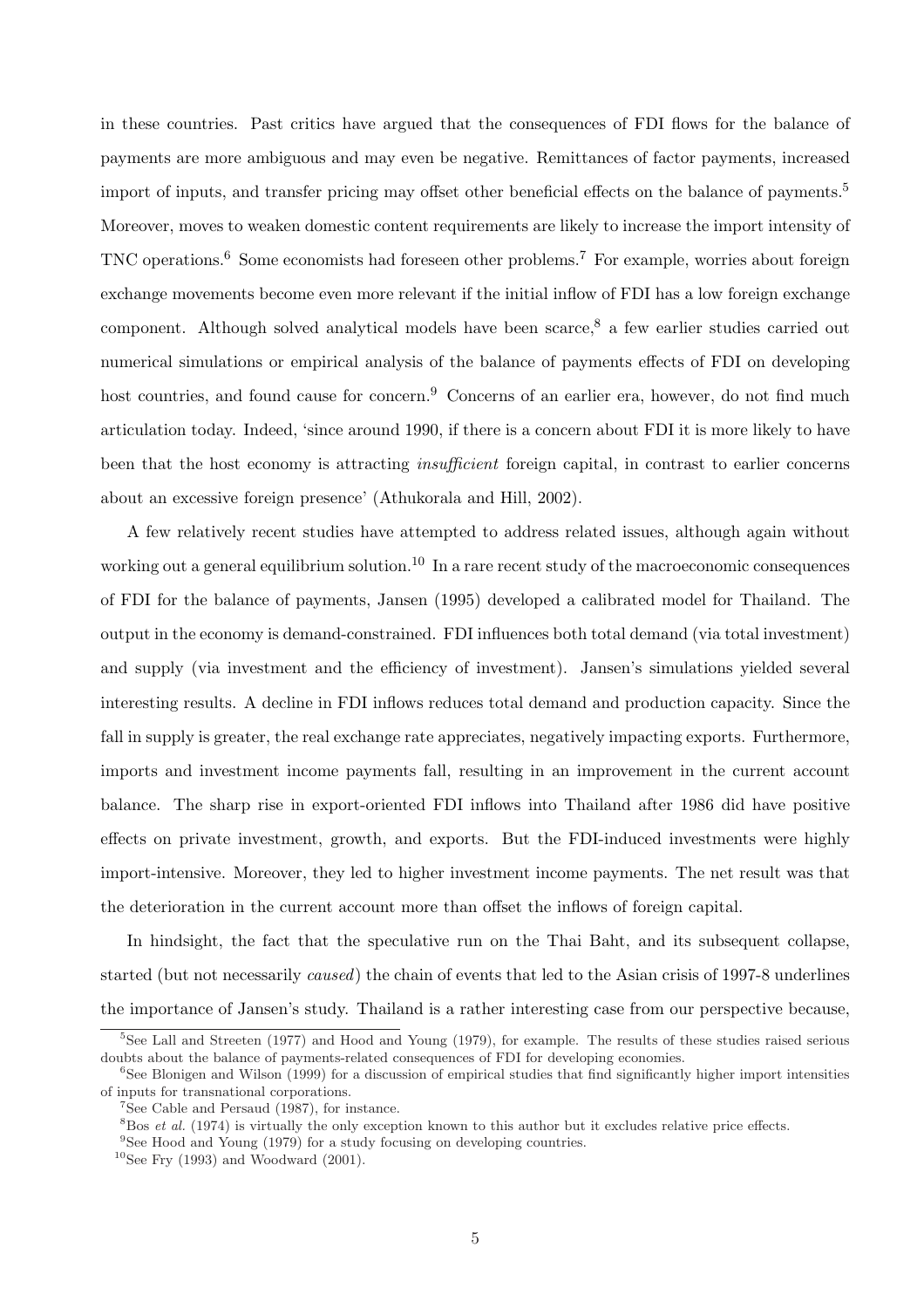in these countries. Past critics have argued that the consequences of FDI flows for the balance of payments are more ambiguous and may even be negative. Remittances of factor payments, increased import of inputs, and transfer pricing may offset other beneficial effects on the balance of payments.[5] Moreover, moves to weaken domestic content requirements are likely to increase the import intensity of TNC operations.[6] Some economists had foreseen other problems.[7] For example, worries about foreign exchange movements become even more relevant if the initial inflow of FDI has a low foreign exchange component. Although solved analytical models have been scarce,[8] a few earlier studies carried out numerical simulations or empirical analysis of the balance of payments effects of FDI on developing host countries, and found cause for concern.[9] Concerns of an earlier era, however, do not find much articulation today. Indeed, 'since around 1990, if there is a concern about FDI it is more likely to have been that the host economy is attracting *insufficient* foreign capital, in contrast to earlier concerns about an excessive foreign presence' (Athukorala and Hill, 2002).

A few relatively recent studies have attempted to address related issues, although again without working out a general equilibrium solution.[10] In a rare recent study of the macroeconomic consequences of FDI for the balance of payments, Jansen (1995) developed a calibrated model for Thailand. The output in the economy is demand-constrained. FDI influences both total demand (via total investment) and supply (via investment and the efficiency of investment). Jansen's simulations yielded several interesting results. A decline in FDI inflows reduces total demand and production capacity. Since the fall in supply is greater, the real exchange rate appreciates, negatively impacting exports. Furthermore, imports and investment income payments fall, resulting in an improvement in the current account balance. The sharp rise in export-oriented FDI inflows into Thailand after 1986 did have positive effects on private investment, growth, and exports. But the FDI-induced investments were highly import-intensive. Moreover, they led to higher investment income payments. The net result was that the deterioration in the current account more than offset the inflows of foreign capital.

In hindsight, the fact that the speculative run on the Thai Baht, and its subsequent collapse, started (but not necessarily *caused*) the chain of events that led to the Asian crisis of 1997-8 underlines the importance of Jansen's study. Thailand is a rather interesting case from our perspective because,

---

[5] See Lall and Streeten (1977) and Hood and Young (1979), for example. The results of these studies raised serious doubts about the balance of payments-related consequences of FDI for developing economies.

[6] See Blonigen and Wilson (1999) for a discussion of empirical studies that find significantly higher import intensities of inputs for transnational corporations.

[7] See Cable and Persaud (1987), for instance.

[8] Bos *et al.* (1974) is virtually the only exception known to this author but it excludes relative price effects.

[9] See Hood and Young (1979) for a study focusing on developing countries.

[10] See Fry (1993) and Woodward (2001).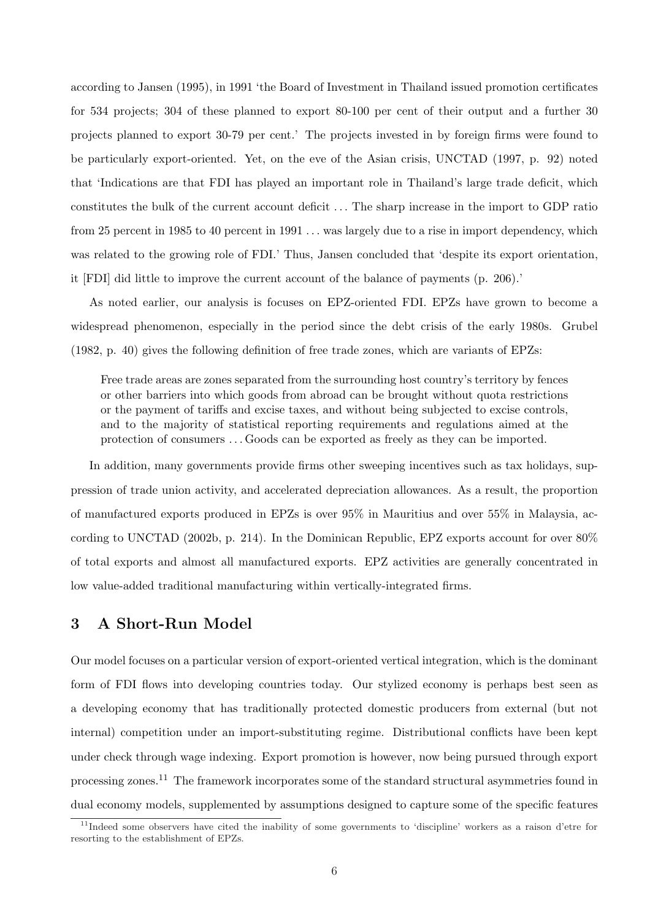according to Jansen (1995), in 1991 'the Board of Investment in Thailand issued promotion certificates for 534 projects; 304 of these planned to export 80-100 per cent of their output and a further 30 projects planned to export 30-79 per cent.' The projects invested in by foreign firms were found to be particularly export-oriented. Yet, on the eve of the Asian crisis, UNCTAD (1997, p. 92) noted that 'Indications are that FDI has played an important role in Thailand's large trade deficit, which constitutes the bulk of the current account deficit . . . The sharp increase in the import to GDP ratio from 25 percent in 1985 to 40 percent in 1991 . . . was largely due to a rise in import dependency, which was related to the growing role of FDI.' Thus, Jansen concluded that 'despite its export orientation, it [FDI] did little to improve the current account of the balance of payments (p. 206).'

As noted earlier, our analysis is focuses on EPZ-oriented FDI. EPZs have grown to become a widespread phenomenon, especially in the period since the debt crisis of the early 1980s. Grubel (1982, p. 40) gives the following definition of free trade zones, which are variants of EPZs:

> Free trade areas are zones separated from the surrounding host country's territory by fences or other barriers into which goods from abroad can be brought without quota restrictions or the payment of tariffs and excise taxes, and without being subjected to excise controls, and to the majority of statistical reporting requirements and regulations aimed at the protection of consumers . . . Goods can be exported as freely as they can be imported.

In addition, many governments provide firms other sweeping incentives such as tax holidays, suppression of trade union activity, and accelerated depreciation allowances. As a result, the proportion of manufactured exports produced in EPZs is over 95% in Mauritius and over 55% in Malaysia, according to UNCTAD (2002b, p. 214). In the Dominican Republic, EPZ exports account for over 80% of total exports and almost all manufactured exports. EPZ activities are generally concentrated in low value-added traditional manufacturing within vertically-integrated firms.

## 3 A Short-Run Model

Our model focuses on a particular version of export-oriented vertical integration, which is the dominant form of FDI flows into developing countries today. Our stylized economy is perhaps best seen as a developing economy that has traditionally protected domestic producers from external (but not internal) competition under an import-substituting regime. Distributional conflicts have been kept under check through wage indexing. Export promotion is however, now being pursued through export processing zones.[11] The framework incorporates some of the standard structural asymmetries found in dual economy models, supplemented by assumptions designed to capture some of the specific features

[11] Indeed some observers have cited the inability of some governments to 'discipline' workers as a raison d'etre for resorting to the establishment of EPZs.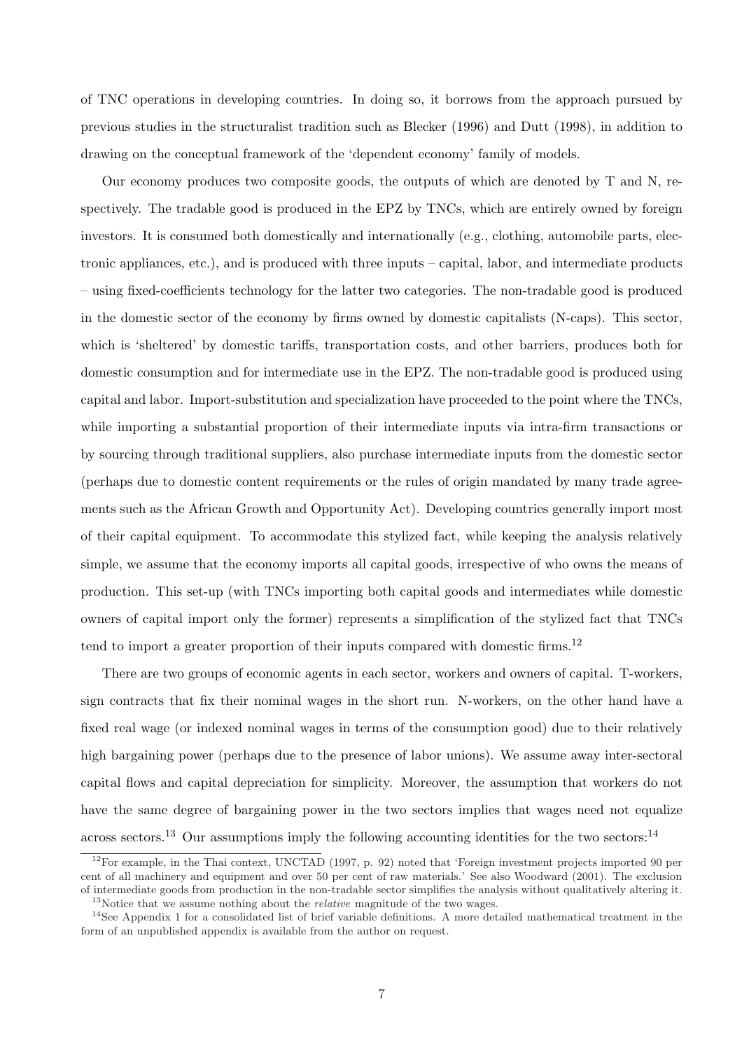of TNC operations in developing countries. In doing so, it borrows from the approach pursued by previous studies in the structuralist tradition such as Blecker (1996) and Dutt (1998), in addition to drawing on the conceptual framework of the 'dependent economy' family of models.

Our economy produces two composite goods, the outputs of which are denoted by T and N, respectively. The tradable good is produced in the EPZ by TNCs, which are entirely owned by foreign investors. It is consumed both domestically and internationally (e.g., clothing, automobile parts, electronic appliances, etc.), and is produced with three inputs – capital, labor, and intermediate products – using fixed-coefficients technology for the latter two categories. The non-tradable good is produced in the domestic sector of the economy by firms owned by domestic capitalists (N-caps). This sector, which is 'sheltered' by domestic tariffs, transportation costs, and other barriers, produces both for domestic consumption and for intermediate use in the EPZ. The non-tradable good is produced using capital and labor. Import-substitution and specialization have proceeded to the point where the TNCs, while importing a substantial proportion of their intermediate inputs via intra-firm transactions or by sourcing through traditional suppliers, also purchase intermediate inputs from the domestic sector (perhaps due to domestic content requirements or the rules of origin mandated by many trade agreements such as the African Growth and Opportunity Act). Developing countries generally import most of their capital equipment. To accommodate this stylized fact, while keeping the analysis relatively simple, we assume that the economy imports all capital goods, irrespective of who owns the means of production. This set-up (with TNCs importing both capital goods and intermediates while domestic owners of capital import only the former) represents a simplification of the stylized fact that TNCs tend to import a greater proportion of their inputs compared with domestic firms.[12]

There are two groups of economic agents in each sector, workers and owners of capital. T-workers, sign contracts that fix their nominal wages in the short run. N-workers, on the other hand have a fixed real wage (or indexed nominal wages in terms of the consumption good) due to their relatively high bargaining power (perhaps due to the presence of labor unions). We assume away inter-sectoral capital flows and capital depreciation for simplicity. Moreover, the assumption that workers do not have the same degree of bargaining power in the two sectors implies that wages need not equalize across sectors.[13] Our assumptions imply the following accounting identities for the two sectors:[14]

[12]For example, in the Thai context, UNCTAD (1997, p. 92) noted that 'Foreign investment projects imported 90 per cent of all machinery and equipment and over 50 per cent of raw materials.' See also Woodward (2001). The exclusion of intermediate goods from production in the non-tradable sector simplifies the analysis without qualitatively altering it.

[13]Notice that we assume nothing about the *relative* magnitude of the two wages.

[14]See Appendix 1 for a consolidated list of brief variable definitions. A more detailed mathematical treatment in the form of an unpublished appendix is available from the author on request.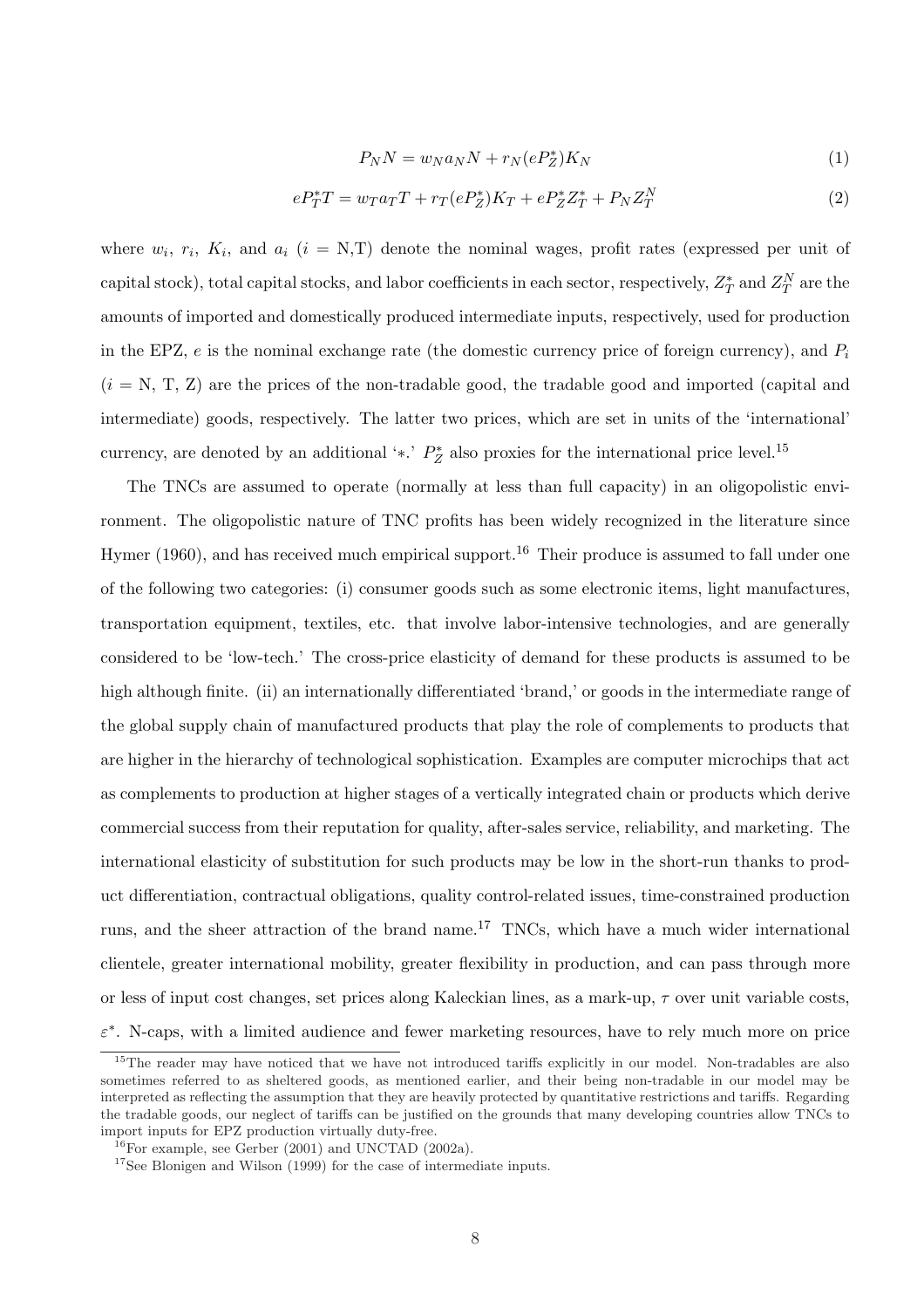$$P_N N = w_N a_N N + r_N(eP_Z^*)K_N \tag{1}$$

$$eP_T^* T = w_T a_T T + r_T(eP_Z^*)K_T + eP_Z^* Z_T^* + P_N Z_T^N \tag{2}$$

where $w_i$, $r_i$, $K_i$, and $a_i$ ($i$ = N,T) denote the nominal wages, profit rates (expressed per unit of capital stock), total capital stocks, and labor coefficients in each sector, respectively, $Z_T^*$ and $Z_T^N$ are the amounts of imported and domestically produced intermediate inputs, respectively, used for production in the EPZ, $e$ is the nominal exchange rate (the domestic currency price of foreign currency), and $P_i$ ($i$ = N, T, Z) are the prices of the non-tradable good, the tradable good and imported (capital and intermediate) goods, respectively. The latter two prices, which are set in units of the 'international' currency, are denoted by an additional '$*$.' $P_Z^*$ also proxies for the international price level.[15]

The TNCs are assumed to operate (normally at less than full capacity) in an oligopolistic environment. The oligopolistic nature of TNC profits has been widely recognized in the literature since Hymer (1960), and has received much empirical support.[16] Their produce is assumed to fall under one of the following two categories: (i) consumer goods such as some electronic items, light manufactures, transportation equipment, textiles, etc. that involve labor-intensive technologies, and are generally considered to be 'low-tech.' The cross-price elasticity of demand for these products is assumed to be high although finite. (ii) an internationally differentiated 'brand,' or goods in the intermediate range of the global supply chain of manufactured products that play the role of complements to products that are higher in the hierarchy of technological sophistication. Examples are computer microchips that act as complements to production at higher stages of a vertically integrated chain or products which derive commercial success from their reputation for quality, after-sales service, reliability, and marketing. The international elasticity of substitution for such products may be low in the short-run thanks to product differentiation, contractual obligations, quality control-related issues, time-constrained production runs, and the sheer attraction of the brand name.[17] TNCs, which have a much wider international clientele, greater international mobility, greater flexibility in production, and can pass through more or less of input cost changes, set prices along Kaleckian lines, as a mark-up, $\tau$ over unit variable costs, $\varepsilon^*$. N-caps, with a limited audience and fewer marketing resources, have to rely much more on price

[15] The reader may have noticed that we have not introduced tariffs explicitly in our model. Non-tradables are also sometimes referred to as sheltered goods, as mentioned earlier, and their being non-tradable in our model may be interpreted as reflecting the assumption that they are heavily protected by quantitative restrictions and tariffs. Regarding the tradable goods, our neglect of tariffs can be justified on the grounds that many developing countries allow TNCs to import inputs for EPZ production virtually duty-free.

[16] For example, see Gerber (2001) and UNCTAD (2002a).

[17] See Blonigen and Wilson (1999) for the case of intermediate inputs.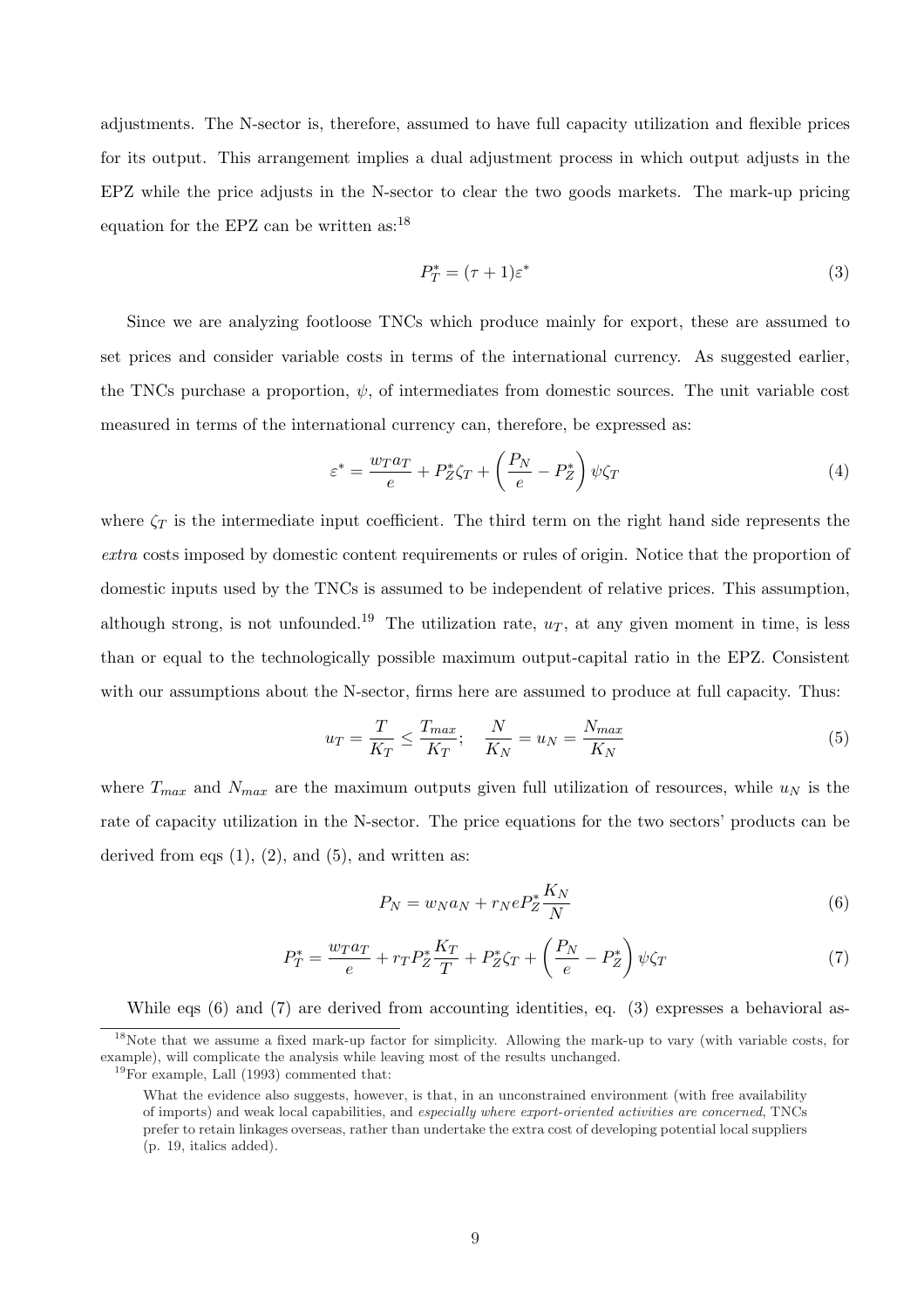adjustments. The N-sector is, therefore, assumed to have full capacity utilization and flexible prices for its output. This arrangement implies a dual adjustment process in which output adjusts in the EPZ while the price adjusts in the N-sector to clear the two goods markets. The mark-up pricing equation for the EPZ can be written as:[18]

$$P_T^* = (\tau + 1)\varepsilon^* \tag{3}$$

Since we are analyzing footloose TNCs which produce mainly for export, these are assumed to set prices and consider variable costs in terms of the international currency. As suggested earlier, the TNCs purchase a proportion, $\psi$, of intermediates from domestic sources. The unit variable cost measured in terms of the international currency can, therefore, be expressed as:

$$\varepsilon^* = \frac{w_T a_T}{e} + P_Z^* \zeta_T + \left(\frac{P_N}{e} - P_Z^*\right)\psi\zeta_T \tag{4}$$

where $\zeta_T$ is the intermediate input coefficient. The third term on the right hand side represents the *extra* costs imposed by domestic content requirements or rules of origin. Notice that the proportion of domestic inputs used by the TNCs is assumed to be independent of relative prices. This assumption, although strong, is not unfounded.[19] The utilization rate, $u_T$, at any given moment in time, is less than or equal to the technologically possible maximum output-capital ratio in the EPZ. Consistent with our assumptions about the N-sector, firms here are assumed to produce at full capacity. Thus:

$$u_T = \frac{T}{K_T} \leq \frac{T_{max}}{K_T}; \quad \frac{N}{K_N} = u_N = \frac{N_{max}}{K_N} \tag{5}$$

where $T_{max}$ and $N_{max}$ are the maximum outputs given full utilization of resources, while $u_N$ is the rate of capacity utilization in the N-sector. The price equations for the two sectors' products can be derived from eqs (1), (2), and (5), and written as:

$$P_N = w_N a_N + r_N e P_Z^* \frac{K_N}{N} \tag{6}$$

$$P_T^* = \frac{w_T a_T}{e} + r_T P_Z^* \frac{K_T}{T} + P_Z^* \zeta_T + \left(\frac{P_N}{e} - P_Z^*\right)\psi\zeta_T \tag{7}$$

While eqs (6) and (7) are derived from accounting identities, eq. (3) expresses a behavioral as-

---

[18] Note that we assume a fixed mark-up factor for simplicity. Allowing the mark-up to vary (with variable costs, for example), will complicate the analysis while leaving most of the results unchanged.

[19] For example, Lall (1993) commented that:

> What the evidence also suggests, however, is that, in an unconstrained environment (with free availability of imports) and weak local capabilities, and *especially where export-oriented activities are concerned*, TNCs prefer to retain linkages overseas, rather than undertake the extra cost of developing potential local suppliers (p. 19, italics added).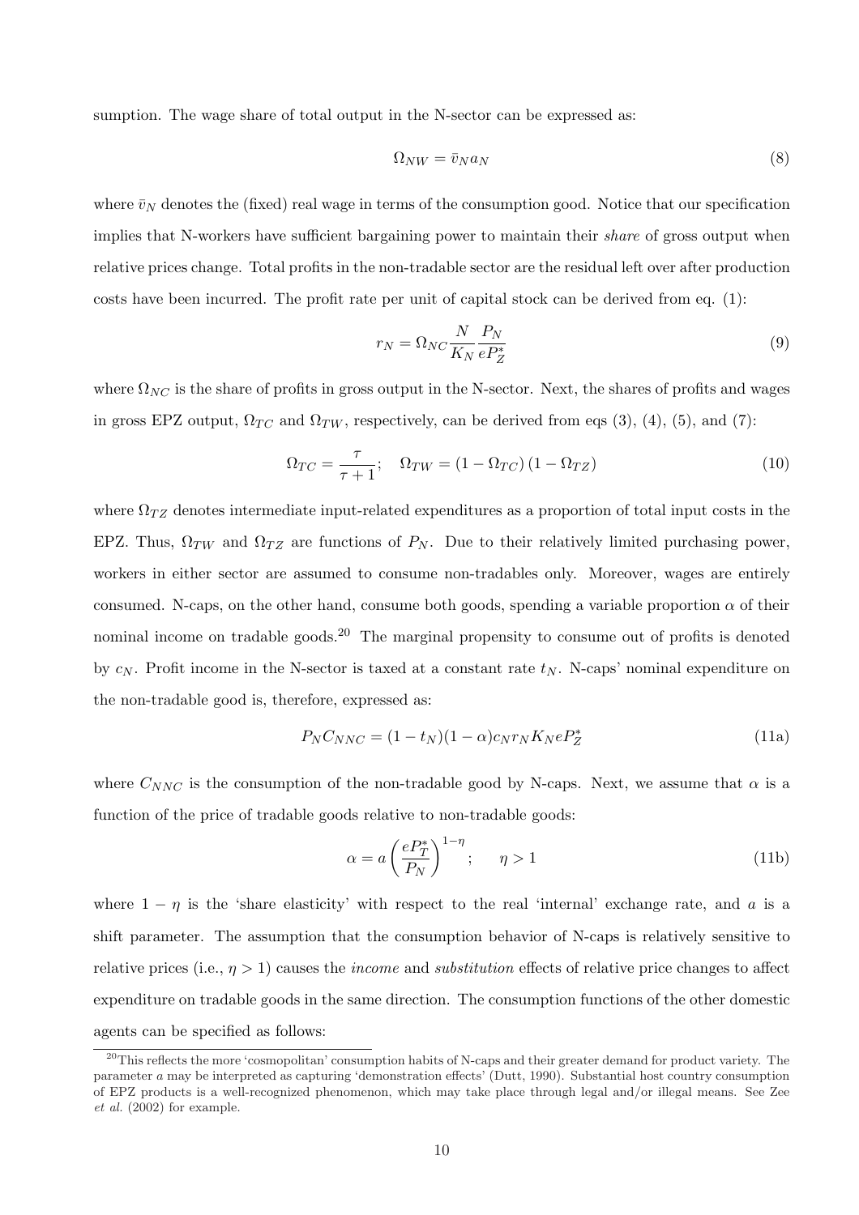sumption. The wage share of total output in the N-sector can be expressed as:

$$\Omega_{NW} = \bar{v}_N a_N \tag{8}$$

where $\bar{v}_N$ denotes the (fixed) real wage in terms of the consumption good. Notice that our specification implies that N-workers have sufficient bargaining power to maintain their *share* of gross output when relative prices change. Total profits in the non-tradable sector are the residual left over after production costs have been incurred. The profit rate per unit of capital stock can be derived from eq. (1):

$$r_N = \Omega_{NC} \frac{N}{K_N} \frac{P_N}{eP_Z^*} \tag{9}$$

where $\Omega_{NC}$ is the share of profits in gross output in the N-sector. Next, the shares of profits and wages in gross EPZ output, $\Omega_{TC}$ and $\Omega_{TW}$, respectively, can be derived from eqs (3), (4), (5), and (7):

$$\Omega_{TC} = \frac{\tau}{\tau + 1}; \quad \Omega_{TW} = (1 - \Omega_{TC})(1 - \Omega_{TZ}) \tag{10}$$

where $\Omega_{TZ}$ denotes intermediate input-related expenditures as a proportion of total input costs in the EPZ. Thus, $\Omega_{TW}$ and $\Omega_{TZ}$ are functions of $P_N$. Due to their relatively limited purchasing power, workers in either sector are assumed to consume non-tradables only. Moreover, wages are entirely consumed. N-caps, on the other hand, consume both goods, spending a variable proportion $\alpha$ of their nominal income on tradable goods.[20] The marginal propensity to consume out of profits is denoted by $c_N$. Profit income in the N-sector is taxed at a constant rate $t_N$. N-caps' nominal expenditure on the non-tradable good is, therefore, expressed as:

$$P_N C_{NNC} = (1 - t_N)(1 - \alpha) c_N r_N K_N e P_Z^* \tag{11a}$$

where $C_{NNC}$ is the consumption of the non-tradable good by N-caps. Next, we assume that $\alpha$ is a function of the price of tradable goods relative to non-tradable goods:

$$\alpha = a \left( \frac{eP_T^*}{P_N} \right)^{1-\eta}; \quad \eta > 1 \tag{11b}$$

where $1 - \eta$ is the 'share elasticity' with respect to the real 'internal' exchange rate, and $a$ is a shift parameter. The assumption that the consumption behavior of N-caps is relatively sensitive to relative prices (i.e., $\eta > 1$) causes the *income* and *substitution* effects of relative price changes to affect expenditure on tradable goods in the same direction. The consumption functions of the other domestic agents can be specified as follows:

[20] This reflects the more 'cosmopolitan' consumption habits of N-caps and their greater demand for product variety. The parameter $a$ may be interpreted as capturing 'demonstration effects' (Dutt, 1990). Substantial host country consumption of EPZ products is a well-recognized phenomenon, which may take place through legal and/or illegal means. See Zee *et al.* (2002) for example.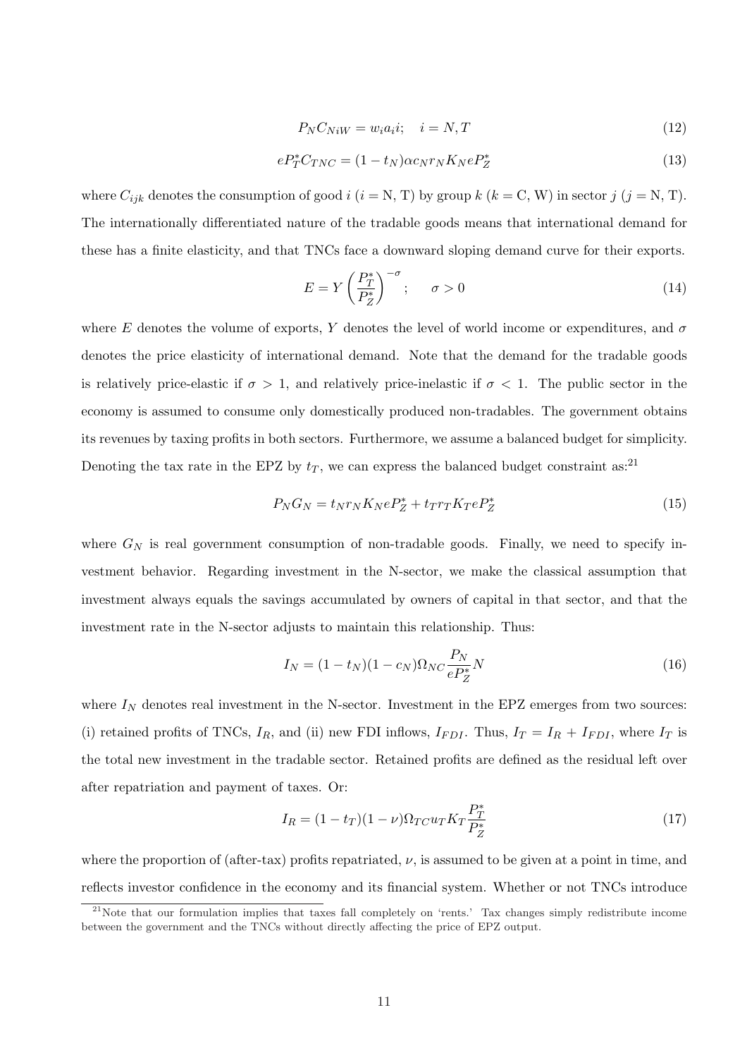$$P_N C_{NiW} = w_i a_i i; \quad i = N, T \tag{12}$$

$$eP_T^* C_{TNC} = (1 - t_N)\alpha c_N r_N K_N eP_Z^* \tag{13}$$

where $C_{ijk}$ denotes the consumption of good $i$ ($i$ = N, T) by group $k$ ($k$ = C, W) in sector $j$ ($j$ = N, T). The internationally differentiated nature of the tradable goods means that international demand for these has a finite elasticity, and that TNCs face a downward sloping demand curve for their exports.

$$E = Y \left( \frac{P_T^*}{P_Z^*} \right)^{-\sigma}; \qquad \sigma > 0 \tag{14}$$

where $E$ denotes the volume of exports, $Y$ denotes the level of world income or expenditures, and $\sigma$ denotes the price elasticity of international demand. Note that the demand for the tradable goods is relatively price-elastic if $\sigma > 1$, and relatively price-inelastic if $\sigma < 1$. The public sector in the economy is assumed to consume only domestically produced non-tradables. The government obtains its revenues by taxing profits in both sectors. Furthermore, we assume a balanced budget for simplicity. Denoting the tax rate in the EPZ by $t_T$, we can express the balanced budget constraint as:[21]

$$P_N G_N = t_N r_N K_N eP_Z^* + t_T r_T K_T eP_Z^* \tag{15}$$

where $G_N$ is real government consumption of non-tradable goods. Finally, we need to specify investment behavior. Regarding investment in the N-sector, we make the classical assumption that investment always equals the savings accumulated by owners of capital in that sector, and that the investment rate in the N-sector adjusts to maintain this relationship. Thus:

$$I_N = (1 - t_N)(1 - c_N)\Omega_{NC} \frac{P_N}{eP_Z^*} N \tag{16}$$

where $I_N$ denotes real investment in the N-sector. Investment in the EPZ emerges from two sources: (i) retained profits of TNCs, $I_R$, and (ii) new FDI inflows, $I_{FDI}$. Thus, $I_T = I_R + I_{FDI}$, where $I_T$ is the total new investment in the tradable sector. Retained profits are defined as the residual left over after repatriation and payment of taxes. Or:

$$I_R = (1 - t_T)(1 - \nu)\Omega_{TC} u_T K_T \frac{P_T^*}{P_Z^*} \tag{17}$$

where the proportion of (after-tax) profits repatriated, $\nu$, is assumed to be given at a point in time, and reflects investor confidence in the economy and its financial system. Whether or not TNCs introduce

[21] Note that our formulation implies that taxes fall completely on 'rents.' Tax changes simply redistribute income between the government and the TNCs without directly affecting the price of EPZ output.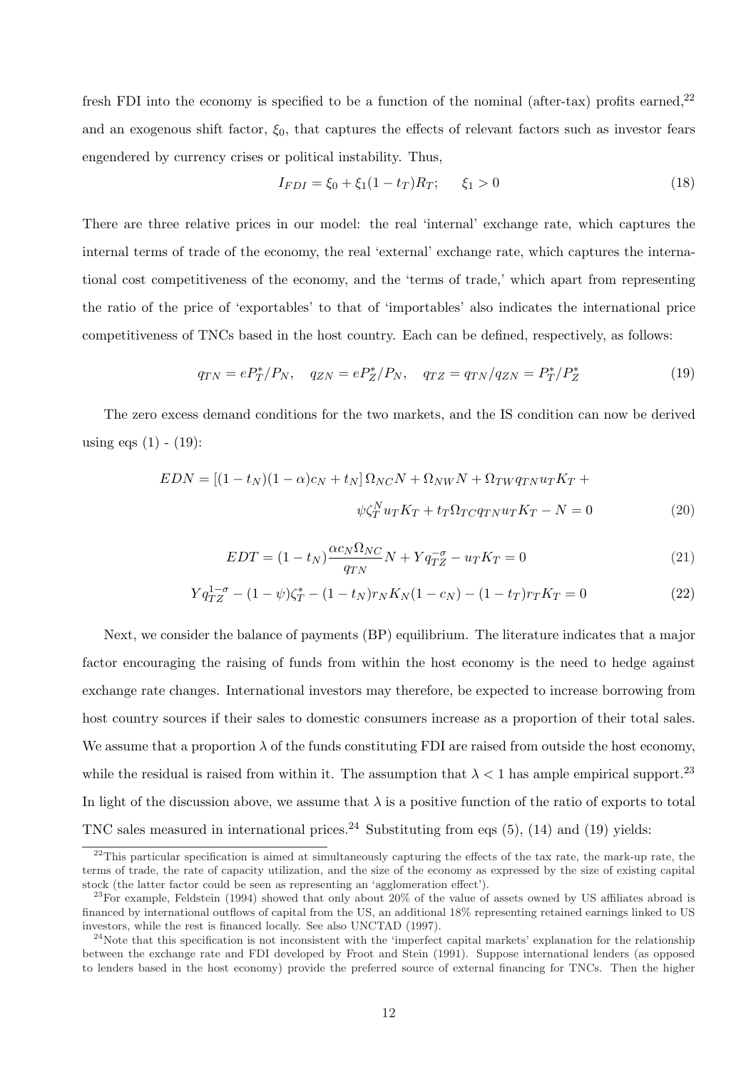fresh FDI into the economy is specified to be a function of the nominal (after-tax) profits earned,[22] and an exogenous shift factor, $\xi_0$, that captures the effects of relevant factors such as investor fears engendered by currency crises or political instability. Thus,

$$I_{FDI} = \xi_0 + \xi_1(1 - t_T)R_T; \qquad \xi_1 > 0 \tag{18}$$

There are three relative prices in our model: the real 'internal' exchange rate, which captures the internal terms of trade of the economy, the real 'external' exchange rate, which captures the international cost competitiveness of the economy, and the 'terms of trade,' which apart from representing the ratio of the price of 'exportables' to that of 'importables' also indicates the international price competitiveness of TNCs based in the host country. Each can be defined, respectively, as follows:

$$q_{TN} = eP_T^*/P_N, \quad q_{ZN} = eP_Z^*/P_N, \quad q_{TZ} = q_{TN}/q_{ZN} = P_T^*/P_Z^* \tag{19}$$

The zero excess demand conditions for the two markets, and the IS condition can now be derived using eqs (1) - (19):

$$EDN = [(1 - t_N)(1 - \alpha)c_N + t_N]\,\Omega_{NC}N + \Omega_{NW}N + \Omega_{TW}q_{TN}u_TK_T + \psi\zeta_T^N u_TK_T + t_T\Omega_{TC}q_{TN}u_TK_T - N = 0 \tag{20}$$

$$EDT = (1 - t_N)\frac{\alpha c_N \Omega_{NC}}{q_{TN}}N + Yq_{TZ}^{-\sigma} - u_TK_T = 0 \tag{21}$$

$$Yq_{TZ}^{1-\sigma} - (1 - \psi)\zeta_T^* - (1 - t_N)r_NK_N(1 - c_N) - (1 - t_T)r_TK_T = 0 \tag{22}$$

Next, we consider the balance of payments (BP) equilibrium. The literature indicates that a major factor encouraging the raising of funds from within the host economy is the need to hedge against exchange rate changes. International investors may therefore, be expected to increase borrowing from host country sources if their sales to domestic consumers increase as a proportion of their total sales. We assume that a proportion $\lambda$ of the funds constituting FDI are raised from outside the host economy, while the residual is raised from within it. The assumption that $\lambda < 1$ has ample empirical support.[23] In light of the discussion above, we assume that $\lambda$ is a positive function of the ratio of exports to total TNC sales measured in international prices.[24] Substituting from eqs (5), (14) and (19) yields:

---

[22] This particular specification is aimed at simultaneously capturing the effects of the tax rate, the mark-up rate, the terms of trade, the rate of capacity utilization, and the size of the economy as expressed by the size of existing capital stock (the latter factor could be seen as representing an 'agglomeration effect').

[23] For example, Feldstein (1994) showed that only about 20% of the value of assets owned by US affiliates abroad is financed by international outflows of capital from the US, an additional 18% representing retained earnings linked to US investors, while the rest is financed locally. See also UNCTAD (1997).

[24] Note that this specification is not inconsistent with the 'imperfect capital markets' explanation for the relationship between the exchange rate and FDI developed by Froot and Stein (1991). Suppose international lenders (as opposed to lenders based in the host economy) provide the preferred source of external financing for TNCs. Then the higher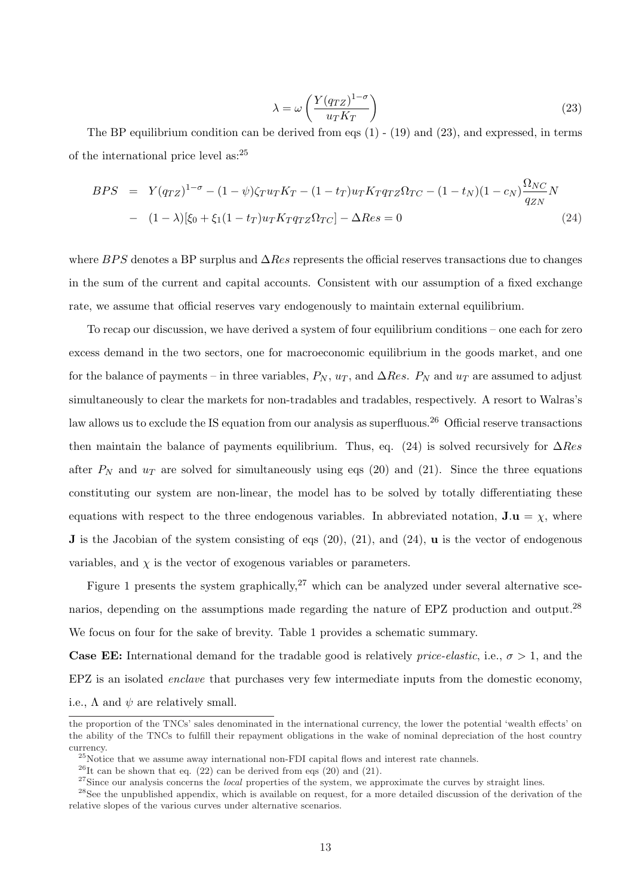$$\lambda = \omega \left( \frac{Y(q_{TZ})^{1-\sigma}}{u_T K_T} \right) \tag{23}$$

The BP equilibrium condition can be derived from eqs (1) - (19) and (23), and expressed, in terms of the international price level as:[25]

$$\begin{aligned} BPS &= Y(q_{TZ})^{1-\sigma} - (1-\psi)\zeta_T u_T K_T - (1-t_T)u_T K_T q_{TZ}\Omega_{TC} - (1-t_N)(1-c_N)\frac{\Omega_{NC}}{q_{ZN}}N \\ &- (1-\lambda)[\xi_0 + \xi_1(1-t_T)u_T K_T q_{TZ}\Omega_{TC}] - \Delta Res = 0 \end{aligned} \tag{24}$$

where $BPS$ denotes a BP surplus and $\Delta Res$ represents the official reserves transactions due to changes in the sum of the current and capital accounts. Consistent with our assumption of a fixed exchange rate, we assume that official reserves vary endogenously to maintain external equilibrium.

To recap our discussion, we have derived a system of four equilibrium conditions – one each for zero excess demand in the two sectors, one for macroeconomic equilibrium in the goods market, and one for the balance of payments – in three variables, $P_N$, $u_T$, and $\Delta Res$. $P_N$ and $u_T$ are assumed to adjust simultaneously to clear the markets for non-tradables and tradables, respectively. A resort to Walras's law allows us to exclude the IS equation from our analysis as superfluous.[26] Official reserve transactions then maintain the balance of payments equilibrium. Thus, eq. (24) is solved recursively for $\Delta Res$ after $P_N$ and $u_T$ are solved for simultaneously using eqs (20) and (21). Since the three equations constituting our system are non-linear, the model has to be solved by totally differentiating these equations with respect to the three endogenous variables. In abbreviated notation, $\mathbf{J}.\mathbf{u} = \chi$, where $\mathbf{J}$ is the Jacobian of the system consisting of eqs (20), (21), and (24), $\mathbf{u}$ is the vector of endogenous variables, and $\chi$ is the vector of exogenous variables or parameters.

Figure 1 presents the system graphically,[27] which can be analyzed under several alternative scenarios, depending on the assumptions made regarding the nature of EPZ production and output.[28] We focus on four for the sake of brevity. Table 1 provides a schematic summary.

**Case EE:** International demand for the tradable good is relatively *price-elastic*, i.e., $\sigma > 1$, and the EPZ is an isolated *enclave* that purchases very few intermediate inputs from the domestic economy, i.e., $\Lambda$ and $\psi$ are relatively small.

---

the proportion of the TNCs' sales denominated in the international currency, the lower the potential 'wealth effects' on the ability of the TNCs to fulfill their repayment obligations in the wake of nominal depreciation of the host country currency.

[25] Notice that we assume away international non-FDI capital flows and interest rate channels.

[26] It can be shown that eq. (22) can be derived from eqs (20) and (21).

[27] Since our analysis concerns the *local* properties of the system, we approximate the curves by straight lines.

[28] See the unpublished appendix, which is available on request, for a more detailed discussion of the derivation of the relative slopes of the various curves under alternative scenarios.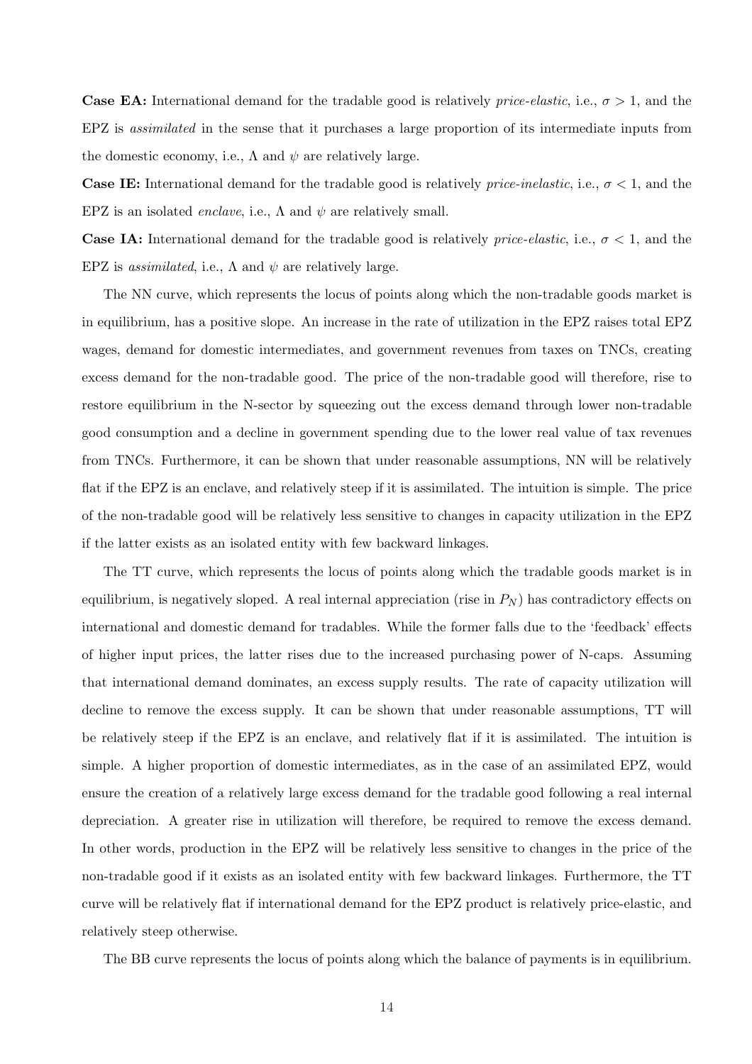**Case EA:** International demand for the tradable good is relatively *price-elastic*, i.e., $\sigma > 1$, and the EPZ is *assimilated* in the sense that it purchases a large proportion of its intermediate inputs from the domestic economy, i.e., $\Lambda$ and $\psi$ are relatively large.

**Case IE:** International demand for the tradable good is relatively *price-inelastic*, i.e., $\sigma < 1$, and the EPZ is an isolated *enclave*, i.e., $\Lambda$ and $\psi$ are relatively small.

**Case IA:** International demand for the tradable good is relatively *price-elastic*, i.e., $\sigma < 1$, and the EPZ is *assimilated*, i.e., $\Lambda$ and $\psi$ are relatively large.

The NN curve, which represents the locus of points along which the non-tradable goods market is in equilibrium, has a positive slope. An increase in the rate of utilization in the EPZ raises total EPZ wages, demand for domestic intermediates, and government revenues from taxes on TNCs, creating excess demand for the non-tradable good. The price of the non-tradable good will therefore, rise to restore equilibrium in the N-sector by squeezing out the excess demand through lower non-tradable good consumption and a decline in government spending due to the lower real value of tax revenues from TNCs. Furthermore, it can be shown that under reasonable assumptions, NN will be relatively flat if the EPZ is an enclave, and relatively steep if it is assimilated. The intuition is simple. The price of the non-tradable good will be relatively less sensitive to changes in capacity utilization in the EPZ if the latter exists as an isolated entity with few backward linkages.

The TT curve, which represents the locus of points along which the tradable goods market is in equilibrium, is negatively sloped. A real internal appreciation (rise in $P_N$) has contradictory effects on international and domestic demand for tradables. While the former falls due to the 'feedback' effects of higher input prices, the latter rises due to the increased purchasing power of N-caps. Assuming that international demand dominates, an excess supply results. The rate of capacity utilization will decline to remove the excess supply. It can be shown that under reasonable assumptions, TT will be relatively steep if the EPZ is an enclave, and relatively flat if it is assimilated. The intuition is simple. A higher proportion of domestic intermediates, as in the case of an assimilated EPZ, would ensure the creation of a relatively large excess demand for the tradable good following a real internal depreciation. A greater rise in utilization will therefore, be required to remove the excess demand. In other words, production in the EPZ will be relatively less sensitive to changes in the price of the non-tradable good if it exists as an isolated entity with few backward linkages. Furthermore, the TT curve will be relatively flat if international demand for the EPZ product is relatively price-elastic, and relatively steep otherwise.

The BB curve represents the locus of points along which the balance of payments is in equilibrium.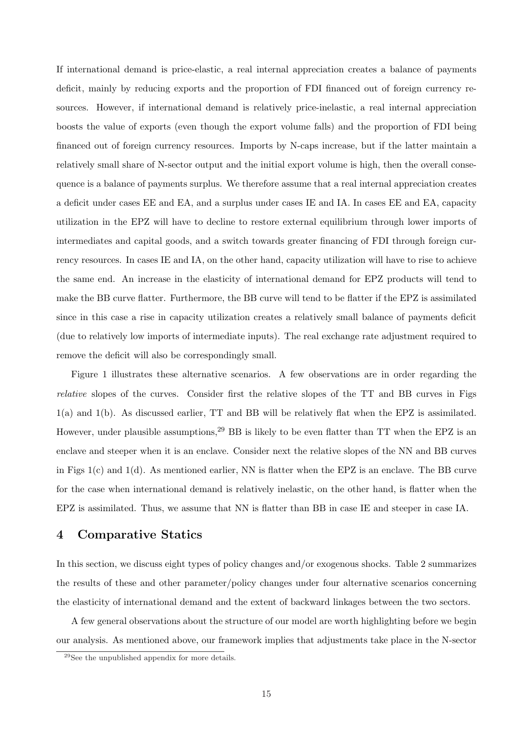If international demand is price-elastic, a real internal appreciation creates a balance of payments deficit, mainly by reducing exports and the proportion of FDI financed out of foreign currency resources. However, if international demand is relatively price-inelastic, a real internal appreciation boosts the value of exports (even though the export volume falls) and the proportion of FDI being financed out of foreign currency resources. Imports by N-caps increase, but if the latter maintain a relatively small share of N-sector output and the initial export volume is high, then the overall consequence is a balance of payments surplus. We therefore assume that a real internal appreciation creates a deficit under cases EE and EA, and a surplus under cases IE and IA. In cases EE and EA, capacity utilization in the EPZ will have to decline to restore external equilibrium through lower imports of intermediates and capital goods, and a switch towards greater financing of FDI through foreign currency resources. In cases IE and IA, on the other hand, capacity utilization will have to rise to achieve the same end. An increase in the elasticity of international demand for EPZ products will tend to make the BB curve flatter. Furthermore, the BB curve will tend to be flatter if the EPZ is assimilated since in this case a rise in capacity utilization creates a relatively small balance of payments deficit (due to relatively low imports of intermediate inputs). The real exchange rate adjustment required to remove the deficit will also be correspondingly small.

Figure 1 illustrates these alternative scenarios. A few observations are in order regarding the *relative* slopes of the curves. Consider first the relative slopes of the TT and BB curves in Figs 1(a) and 1(b). As discussed earlier, TT and BB will be relatively flat when the EPZ is assimilated. However, under plausible assumptions,[29] BB is likely to be even flatter than TT when the EPZ is an enclave and steeper when it is an enclave. Consider next the relative slopes of the NN and BB curves in Figs 1(c) and 1(d). As mentioned earlier, NN is flatter when the EPZ is an enclave. The BB curve for the case when international demand is relatively inelastic, on the other hand, is flatter when the EPZ is assimilated. Thus, we assume that NN is flatter than BB in case IE and steeper in case IA.

## 4 Comparative Statics

In this section, we discuss eight types of policy changes and/or exogenous shocks. Table 2 summarizes the results of these and other parameter/policy changes under four alternative scenarios concerning the elasticity of international demand and the extent of backward linkages between the two sectors.

A few general observations about the structure of our model are worth highlighting before we begin our analysis. As mentioned above, our framework implies that adjustments take place in the N-sector

[29] See the unpublished appendix for more details.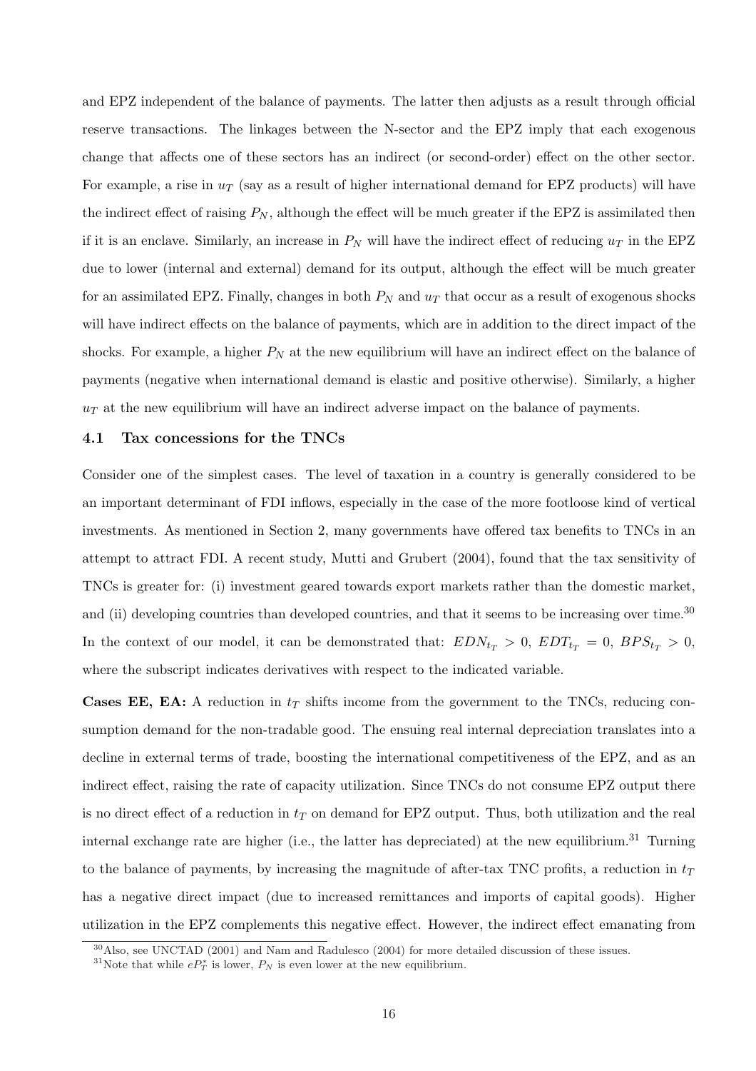and EPZ independent of the balance of payments. The latter then adjusts as a result through official reserve transactions. The linkages between the N-sector and the EPZ imply that each exogenous change that affects one of these sectors has an indirect (or second-order) effect on the other sector. For example, a rise in $u_T$ (say as a result of higher international demand for EPZ products) will have the indirect effect of raising $P_N$, although the effect will be much greater if the EPZ is assimilated then if it is an enclave. Similarly, an increase in $P_N$ will have the indirect effect of reducing $u_T$ in the EPZ due to lower (internal and external) demand for its output, although the effect will be much greater for an assimilated EPZ. Finally, changes in both $P_N$ and $u_T$ that occur as a result of exogenous shocks will have indirect effects on the balance of payments, which are in addition to the direct impact of the shocks. For example, a higher $P_N$ at the new equilibrium will have an indirect effect on the balance of payments (negative when international demand is elastic and positive otherwise). Similarly, a higher $u_T$ at the new equilibrium will have an indirect adverse impact on the balance of payments.

### 4.1 Tax concessions for the TNCs

Consider one of the simplest cases. The level of taxation in a country is generally considered to be an important determinant of FDI inflows, especially in the case of the more footloose kind of vertical investments. As mentioned in Section 2, many governments have offered tax benefits to TNCs in an attempt to attract FDI. A recent study, Mutti and Grubert (2004), found that the tax sensitivity of TNCs is greater for: (i) investment geared towards export markets rather than the domestic market, and (ii) developing countries than developed countries, and that it seems to be increasing over time.[30] In the context of our model, it can be demonstrated that: $EDN_{t_T} > 0$, $EDT_{t_T} = 0$, $BPS_{t_T} > 0$, where the subscript indicates derivatives with respect to the indicated variable.

**Cases EE, EA:** A reduction in $t_T$ shifts income from the government to the TNCs, reducing consumption demand for the non-tradable good. The ensuing real internal depreciation translates into a decline in external terms of trade, boosting the international competitiveness of the EPZ, and as an indirect effect, raising the rate of capacity utilization. Since TNCs do not consume EPZ output there is no direct effect of a reduction in $t_T$ on demand for EPZ output. Thus, both utilization and the real internal exchange rate are higher (i.e., the latter has depreciated) at the new equilibrium.[31] Turning to the balance of payments, by increasing the magnitude of after-tax TNC profits, a reduction in $t_T$ has a negative direct impact (due to increased remittances and imports of capital goods). Higher utilization in the EPZ complements this negative effect. However, the indirect effect emanating from

[30] Also, see UNCTAD (2001) and Nam and Radulesco (2004) for more detailed discussion of these issues.

[31] Note that while $eP_T^*$ is lower, $P_N$ is even lower at the new equilibrium.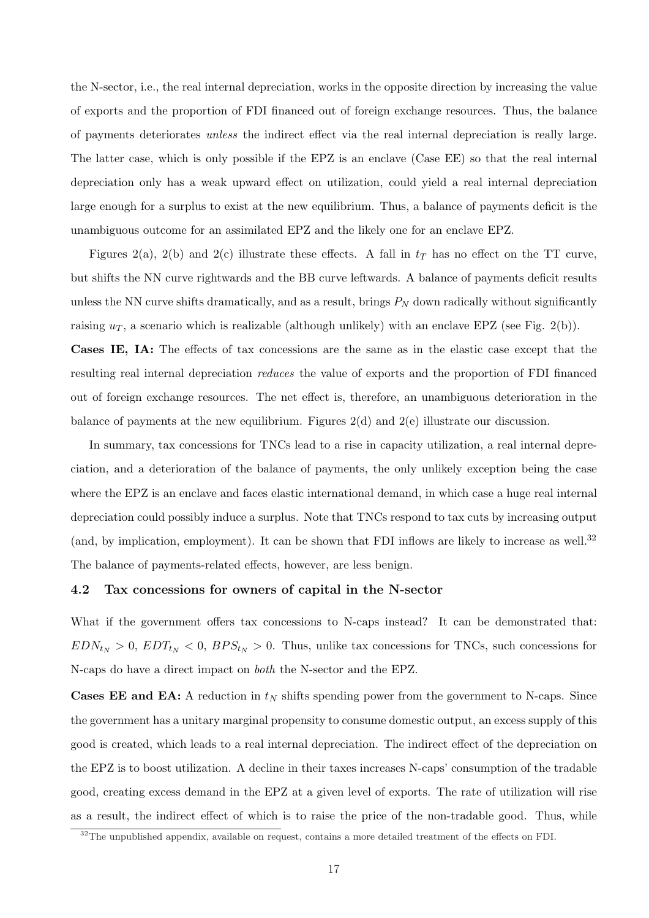the N-sector, i.e., the real internal depreciation, works in the opposite direction by increasing the value of exports and the proportion of FDI financed out of foreign exchange resources. Thus, the balance of payments deteriorates *unless* the indirect effect via the real internal depreciation is really large. The latter case, which is only possible if the EPZ is an enclave (Case EE) so that the real internal depreciation only has a weak upward effect on utilization, could yield a real internal depreciation large enough for a surplus to exist at the new equilibrium. Thus, a balance of payments deficit is the unambiguous outcome for an assimilated EPZ and the likely one for an enclave EPZ.

Figures 2(a), 2(b) and 2(c) illustrate these effects. A fall in $t_T$ has no effect on the TT curve, but shifts the NN curve rightwards and the BB curve leftwards. A balance of payments deficit results unless the NN curve shifts dramatically, and as a result, brings $P_N$ down radically without significantly raising $u_T$, a scenario which is realizable (although unlikely) with an enclave EPZ (see Fig. 2(b)).

**Cases IE, IA:** The effects of tax concessions are the same as in the elastic case except that the resulting real internal depreciation *reduces* the value of exports and the proportion of FDI financed out of foreign exchange resources. The net effect is, therefore, an unambiguous deterioration in the balance of payments at the new equilibrium. Figures 2(d) and 2(e) illustrate our discussion.

In summary, tax concessions for TNCs lead to a rise in capacity utilization, a real internal depreciation, and a deterioration of the balance of payments, the only unlikely exception being the case where the EPZ is an enclave and faces elastic international demand, in which case a huge real internal depreciation could possibly induce a surplus. Note that TNCs respond to tax cuts by increasing output (and, by implication, employment). It can be shown that FDI inflows are likely to increase as well.[32] The balance of payments-related effects, however, are less benign.

### 4.2 Tax concessions for owners of capital in the N-sector

What if the government offers tax concessions to N-caps instead? It can be demonstrated that: $EDN_{t_N} > 0$, $EDT_{t_N} < 0$, $BPS_{t_N} > 0$. Thus, unlike tax concessions for TNCs, such concessions for N-caps do have a direct impact on *both* the N-sector and the EPZ.

**Cases EE and EA:** A reduction in $t_N$ shifts spending power from the government to N-caps. Since the government has a unitary marginal propensity to consume domestic output, an excess supply of this good is created, which leads to a real internal depreciation. The indirect effect of the depreciation on the EPZ is to boost utilization. A decline in their taxes increases N-caps' consumption of the tradable good, creating excess demand in the EPZ at a given level of exports. The rate of utilization will rise as a result, the indirect effect of which is to raise the price of the non-tradable good. Thus, while

[32] The unpublished appendix, available on request, contains a more detailed treatment of the effects on FDI.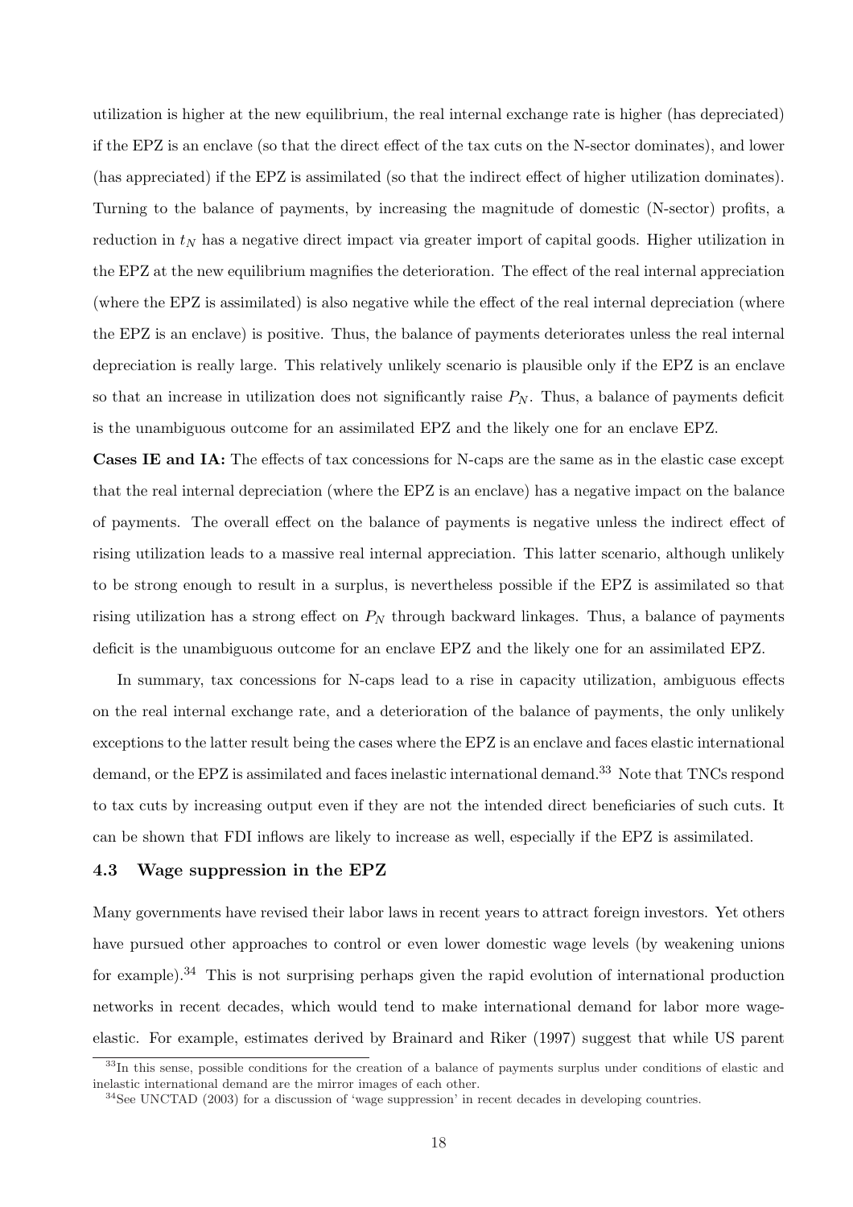utilization is higher at the new equilibrium, the real internal exchange rate is higher (has depreciated) if the EPZ is an enclave (so that the direct effect of the tax cuts on the N-sector dominates), and lower (has appreciated) if the EPZ is assimilated (so that the indirect effect of higher utilization dominates). Turning to the balance of payments, by increasing the magnitude of domestic (N-sector) profits, a reduction in $t_N$ has a negative direct impact via greater import of capital goods. Higher utilization in the EPZ at the new equilibrium magnifies the deterioration. The effect of the real internal appreciation (where the EPZ is assimilated) is also negative while the effect of the real internal depreciation (where the EPZ is an enclave) is positive. Thus, the balance of payments deteriorates unless the real internal depreciation is really large. This relatively unlikely scenario is plausible only if the EPZ is an enclave so that an increase in utilization does not significantly raise $P_N$. Thus, a balance of payments deficit is the unambiguous outcome for an assimilated EPZ and the likely one for an enclave EPZ.

**Cases IE and IA:** The effects of tax concessions for N-caps are the same as in the elastic case except that the real internal depreciation (where the EPZ is an enclave) has a negative impact on the balance of payments. The overall effect on the balance of payments is negative unless the indirect effect of rising utilization leads to a massive real internal appreciation. This latter scenario, although unlikely to be strong enough to result in a surplus, is nevertheless possible if the EPZ is assimilated so that rising utilization has a strong effect on $P_N$ through backward linkages. Thus, a balance of payments deficit is the unambiguous outcome for an enclave EPZ and the likely one for an assimilated EPZ.

In summary, tax concessions for N-caps lead to a rise in capacity utilization, ambiguous effects on the real internal exchange rate, and a deterioration of the balance of payments, the only unlikely exceptions to the latter result being the cases where the EPZ is an enclave and faces elastic international demand, or the EPZ is assimilated and faces inelastic international demand.[33] Note that TNCs respond to tax cuts by increasing output even if they are not the intended direct beneficiaries of such cuts. It can be shown that FDI inflows are likely to increase as well, especially if the EPZ is assimilated.

### 4.3 Wage suppression in the EPZ

Many governments have revised their labor laws in recent years to attract foreign investors. Yet others have pursued other approaches to control or even lower domestic wage levels (by weakening unions for example).[34] This is not surprising perhaps given the rapid evolution of international production networks in recent decades, which would tend to make international demand for labor more wage-elastic. For example, estimates derived by Brainard and Riker (1997) suggest that while US parent

[33] In this sense, possible conditions for the creation of a balance of payments surplus under conditions of elastic and inelastic international demand are the mirror images of each other.

[34] See UNCTAD (2003) for a discussion of 'wage suppression' in recent decades in developing countries.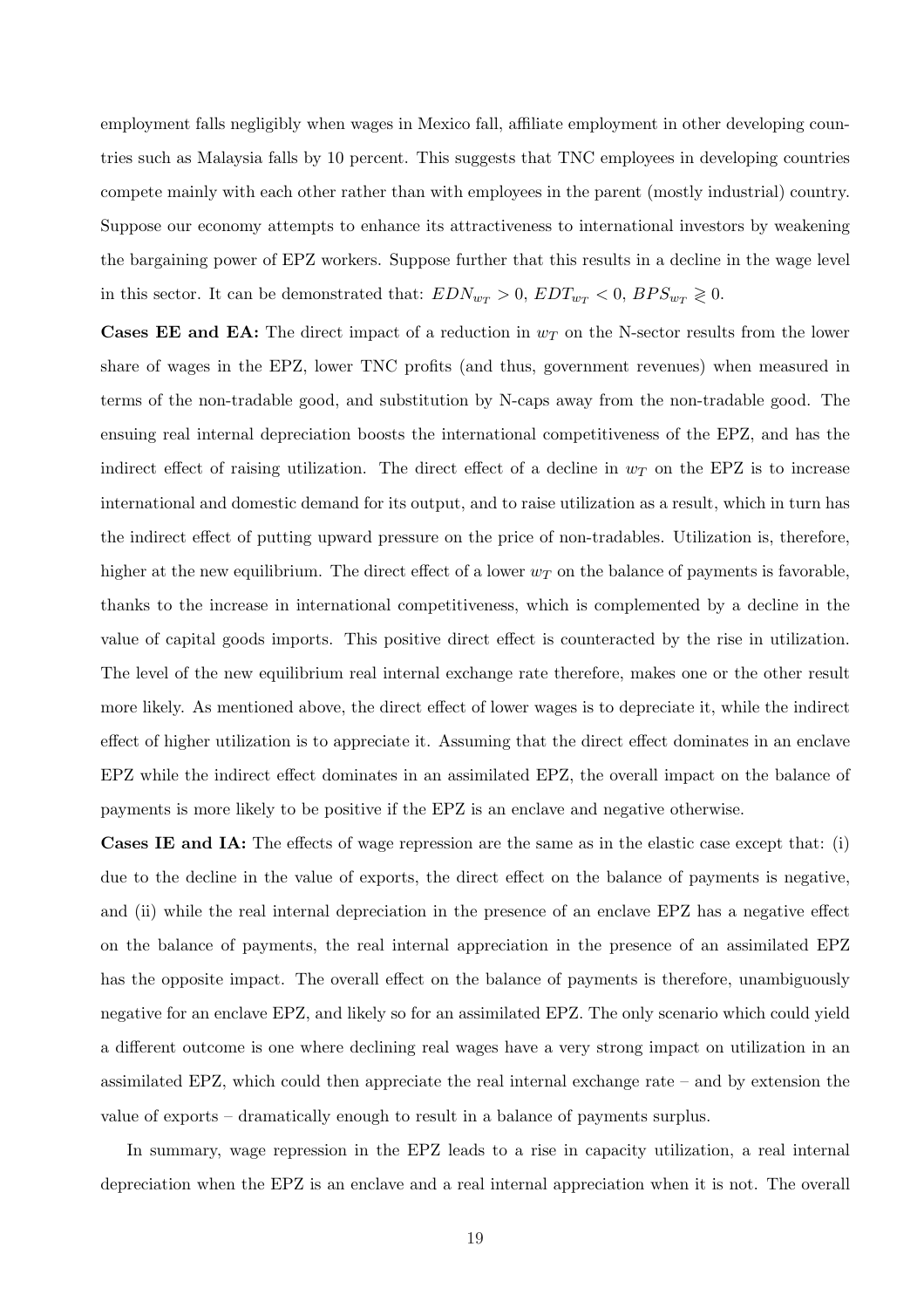employment falls negligibly when wages in Mexico fall, affiliate employment in other developing countries such as Malaysia falls by 10 percent. This suggests that TNC employees in developing countries compete mainly with each other rather than with employees in the parent (mostly industrial) country. Suppose our economy attempts to enhance its attractiveness to international investors by weakening the bargaining power of EPZ workers. Suppose further that this results in a decline in the wage level in this sector. It can be demonstrated that: $EDN_{w_T} > 0$, $EDT_{w_T} < 0$, $BPS_{w_T} \gtrless 0$.

**Cases EE and EA:** The direct impact of a reduction in $w_T$ on the N-sector results from the lower share of wages in the EPZ, lower TNC profits (and thus, government revenues) when measured in terms of the non-tradable good, and substitution by N-caps away from the non-tradable good. The ensuing real internal depreciation boosts the international competitiveness of the EPZ, and has the indirect effect of raising utilization. The direct effect of a decline in $w_T$ on the EPZ is to increase international and domestic demand for its output, and to raise utilization as a result, which in turn has the indirect effect of putting upward pressure on the price of non-tradables. Utilization is, therefore, higher at the new equilibrium. The direct effect of a lower $w_T$ on the balance of payments is favorable, thanks to the increase in international competitiveness, which is complemented by a decline in the value of capital goods imports. This positive direct effect is counteracted by the rise in utilization. The level of the new equilibrium real internal exchange rate therefore, makes one or the other result more likely. As mentioned above, the direct effect of lower wages is to depreciate it, while the indirect effect of higher utilization is to appreciate it. Assuming that the direct effect dominates in an enclave EPZ while the indirect effect dominates in an assimilated EPZ, the overall impact on the balance of payments is more likely to be positive if the EPZ is an enclave and negative otherwise.

**Cases IE and IA:** The effects of wage repression are the same as in the elastic case except that: (i) due to the decline in the value of exports, the direct effect on the balance of payments is negative, and (ii) while the real internal depreciation in the presence of an enclave EPZ has a negative effect on the balance of payments, the real internal appreciation in the presence of an assimilated EPZ has the opposite impact. The overall effect on the balance of payments is therefore, unambiguously negative for an enclave EPZ, and likely so for an assimilated EPZ. The only scenario which could yield a different outcome is one where declining real wages have a very strong impact on utilization in an assimilated EPZ, which could then appreciate the real internal exchange rate – and by extension the value of exports – dramatically enough to result in a balance of payments surplus.

In summary, wage repression in the EPZ leads to a rise in capacity utilization, a real internal depreciation when the EPZ is an enclave and a real internal appreciation when it is not. The overall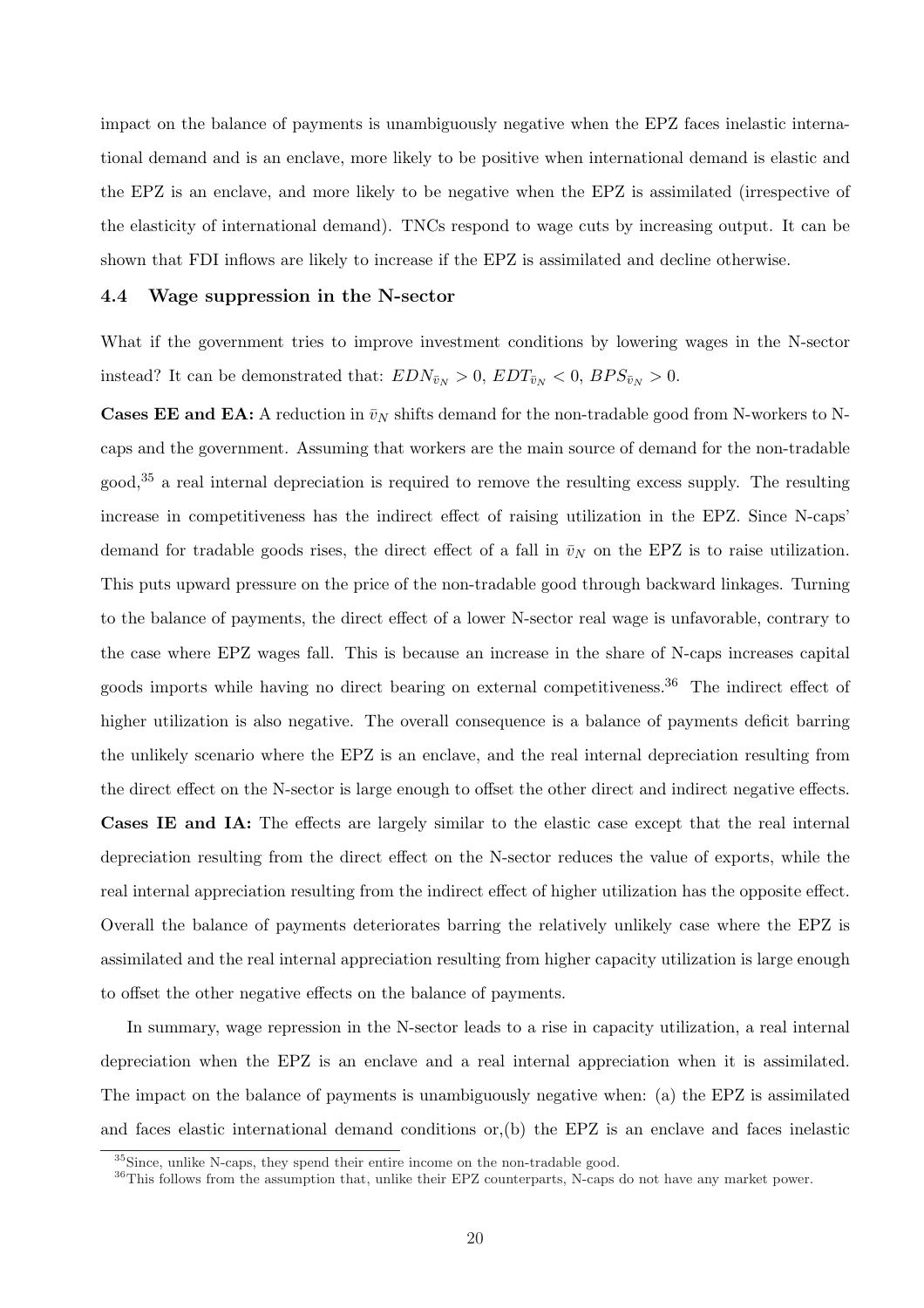impact on the balance of payments is unambiguously negative when the EPZ faces inelastic international demand and is an enclave, more likely to be positive when international demand is elastic and the EPZ is an enclave, and more likely to be negative when the EPZ is assimilated (irrespective of the elasticity of international demand). TNCs respond to wage cuts by increasing output. It can be shown that FDI inflows are likely to increase if the EPZ is assimilated and decline otherwise.

### 4.4 Wage suppression in the N-sector

What if the government tries to improve investment conditions by lowering wages in the N-sector instead? It can be demonstrated that: $EDN_{\bar{v}_N} > 0$, $EDT_{\bar{v}_N} < 0$, $BPS_{\bar{v}_N} > 0$.

**Cases EE and EA:** A reduction in $\bar{v}_N$ shifts demand for the non-tradable good from N-workers to N-caps and the government. Assuming that workers are the main source of demand for the non-tradable good,[35] a real internal depreciation is required to remove the resulting excess supply. The resulting increase in competitiveness has the indirect effect of raising utilization in the EPZ. Since N-caps' demand for tradable goods rises, the direct effect of a fall in $\bar{v}_N$ on the EPZ is to raise utilization. This puts upward pressure on the price of the non-tradable good through backward linkages. Turning to the balance of payments, the direct effect of a lower N-sector real wage is unfavorable, contrary to the case where EPZ wages fall. This is because an increase in the share of N-caps increases capital goods imports while having no direct bearing on external competitiveness.[36] The indirect effect of higher utilization is also negative. The overall consequence is a balance of payments deficit barring the unlikely scenario where the EPZ is an enclave, and the real internal depreciation resulting from the direct effect on the N-sector is large enough to offset the other direct and indirect negative effects.

**Cases IE and IA:** The effects are largely similar to the elastic case except that the real internal depreciation resulting from the direct effect on the N-sector reduces the value of exports, while the real internal appreciation resulting from the indirect effect of higher utilization has the opposite effect. Overall the balance of payments deteriorates barring the relatively unlikely case where the EPZ is assimilated and the real internal appreciation resulting from higher capacity utilization is large enough to offset the other negative effects on the balance of payments.

In summary, wage repression in the N-sector leads to a rise in capacity utilization, a real internal depreciation when the EPZ is an enclave and a real internal appreciation when it is assimilated. The impact on the balance of payments is unambiguously negative when: (a) the EPZ is assimilated and faces elastic international demand conditions or,(b) the EPZ is an enclave and faces inelastic

[35] Since, unlike N-caps, they spend their entire income on the non-tradable good.

[36] This follows from the assumption that, unlike their EPZ counterparts, N-caps do not have any market power.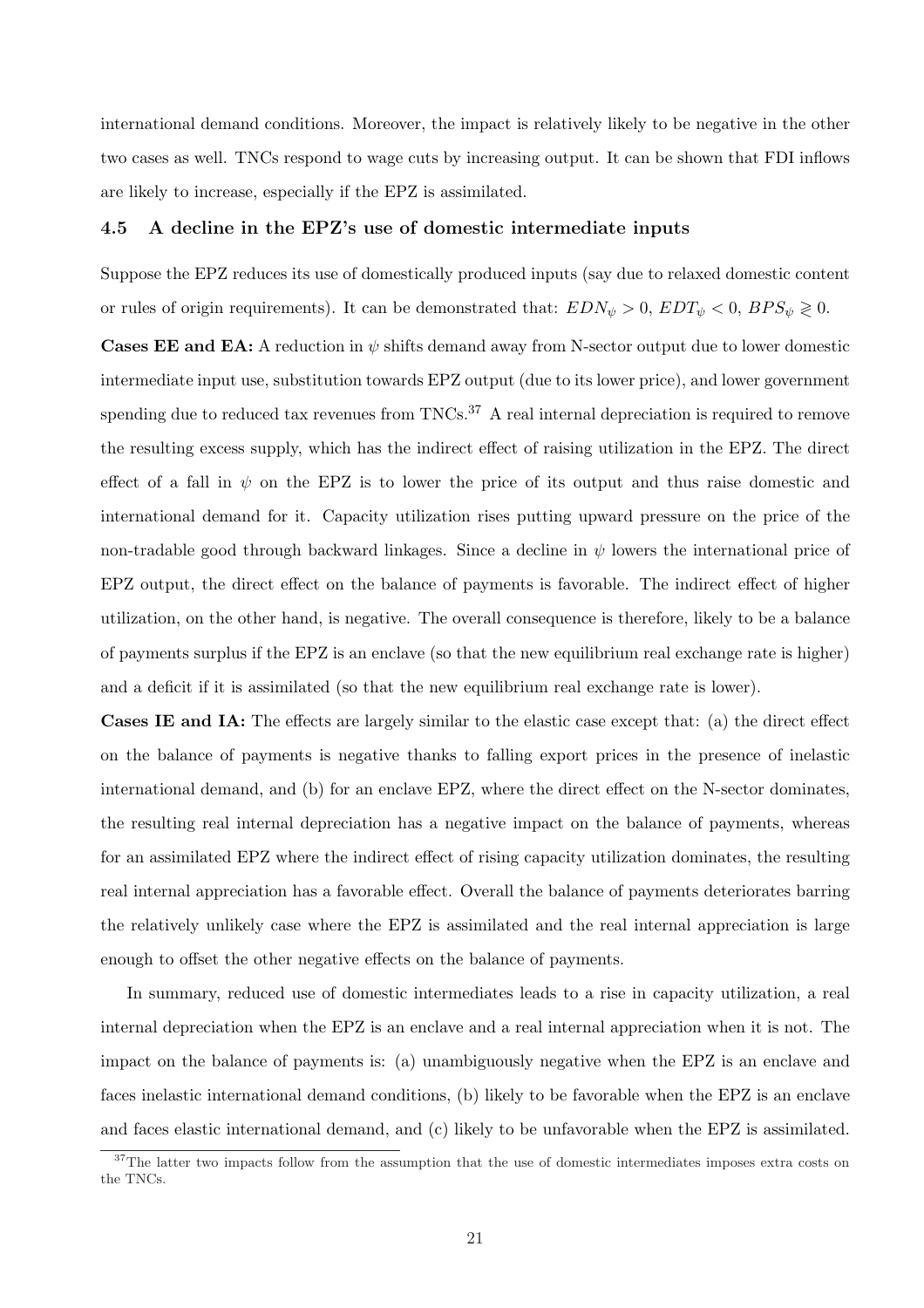international demand conditions. Moreover, the impact is relatively likely to be negative in the other two cases as well. TNCs respond to wage cuts by increasing output. It can be shown that FDI inflows are likely to increase, especially if the EPZ is assimilated.

### 4.5 A decline in the EPZ's use of domestic intermediate inputs

Suppose the EPZ reduces its use of domestically produced inputs (say due to relaxed domestic content or rules of origin requirements). It can be demonstrated that: $EDN_{\psi} > 0$, $EDT_{\psi} < 0$, $BPS_{\psi} \gtrless 0$.

**Cases EE and EA:** A reduction in $\psi$ shifts demand away from N-sector output due to lower domestic intermediate input use, substitution towards EPZ output (due to its lower price), and lower government spending due to reduced tax revenues from TNCs.[37] A real internal depreciation is required to remove the resulting excess supply, which has the indirect effect of raising utilization in the EPZ. The direct effect of a fall in $\psi$ on the EPZ is to lower the price of its output and thus raise domestic and international demand for it. Capacity utilization rises putting upward pressure on the price of the non-tradable good through backward linkages. Since a decline in $\psi$ lowers the international price of EPZ output, the direct effect on the balance of payments is favorable. The indirect effect of higher utilization, on the other hand, is negative. The overall consequence is therefore, likely to be a balance of payments surplus if the EPZ is an enclave (so that the new equilibrium real exchange rate is higher) and a deficit if it is assimilated (so that the new equilibrium real exchange rate is lower).

**Cases IE and IA:** The effects are largely similar to the elastic case except that: (a) the direct effect on the balance of payments is negative thanks to falling export prices in the presence of inelastic international demand, and (b) for an enclave EPZ, where the direct effect on the N-sector dominates, the resulting real internal depreciation has a negative impact on the balance of payments, whereas for an assimilated EPZ where the indirect effect of rising capacity utilization dominates, the resulting real internal appreciation has a favorable effect. Overall the balance of payments deteriorates barring the relatively unlikely case where the EPZ is assimilated and the real internal appreciation is large enough to offset the other negative effects on the balance of payments.

In summary, reduced use of domestic intermediates leads to a rise in capacity utilization, a real internal depreciation when the EPZ is an enclave and a real internal appreciation when it is not. The impact on the balance of payments is: (a) unambiguously negative when the EPZ is an enclave and faces inelastic international demand conditions, (b) likely to be favorable when the EPZ is an enclave and faces elastic international demand, and (c) likely to be unfavorable when the EPZ is assimilated.

[37] The latter two impacts follow from the assumption that the use of domestic intermediates imposes extra costs on the TNCs.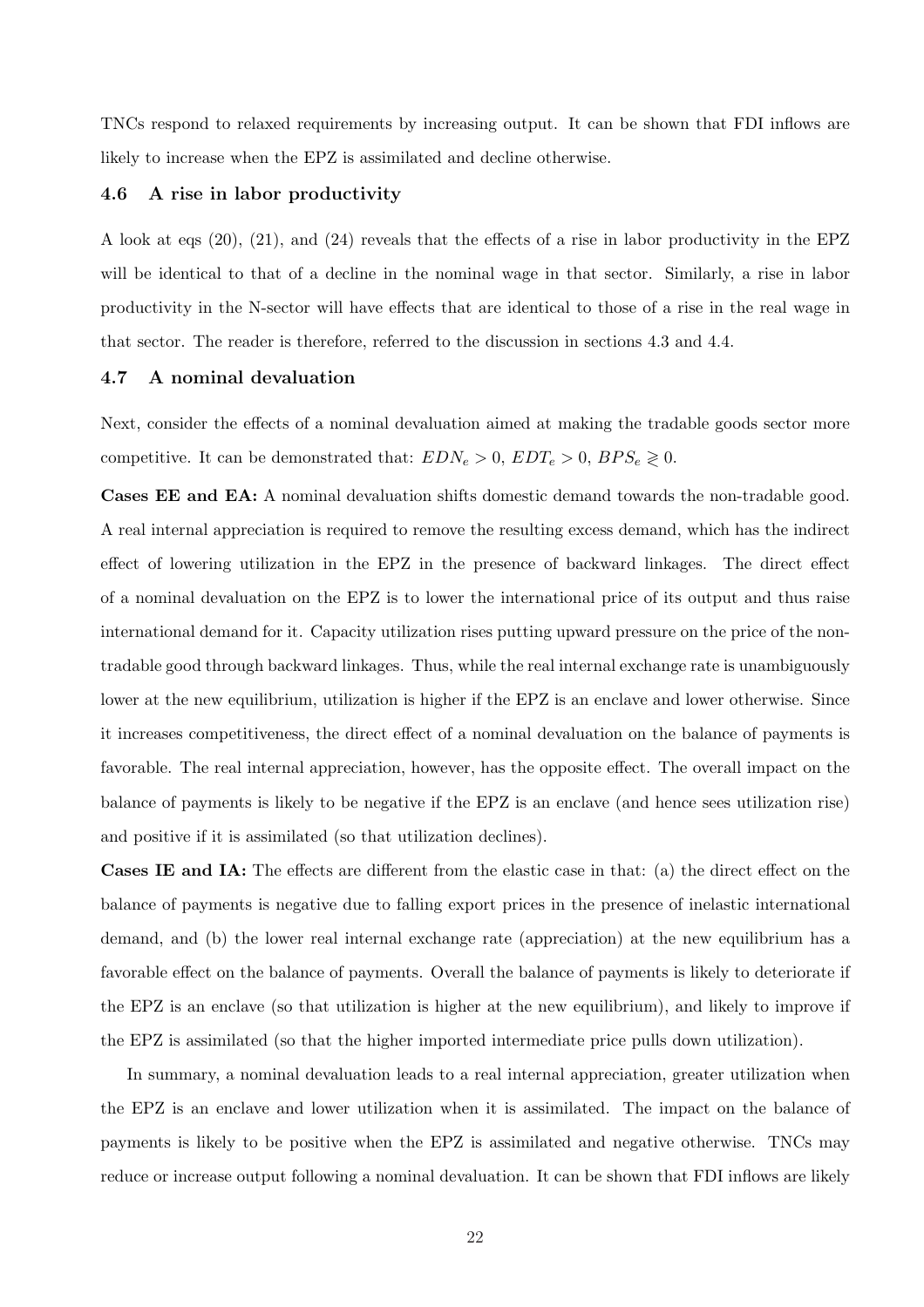TNCs respond to relaxed requirements by increasing output. It can be shown that FDI inflows are likely to increase when the EPZ is assimilated and decline otherwise.

### 4.6 A rise in labor productivity

A look at eqs (20), (21), and (24) reveals that the effects of a rise in labor productivity in the EPZ will be identical to that of a decline in the nominal wage in that sector. Similarly, a rise in labor productivity in the N-sector will have effects that are identical to those of a rise in the real wage in that sector. The reader is therefore, referred to the discussion in sections 4.3 and 4.4.

### 4.7 A nominal devaluation

Next, consider the effects of a nominal devaluation aimed at making the tradable goods sector more competitive. It can be demonstrated that: $EDN_e > 0$, $EDT_e > 0$, $BPS_e \gtrless 0$.

**Cases EE and EA:** A nominal devaluation shifts domestic demand towards the non-tradable good. A real internal appreciation is required to remove the resulting excess demand, which has the indirect effect of lowering utilization in the EPZ in the presence of backward linkages. The direct effect of a nominal devaluation on the EPZ is to lower the international price of its output and thus raise international demand for it. Capacity utilization rises putting upward pressure on the price of the non-tradable good through backward linkages. Thus, while the real internal exchange rate is unambiguously lower at the new equilibrium, utilization is higher if the EPZ is an enclave and lower otherwise. Since it increases competitiveness, the direct effect of a nominal devaluation on the balance of payments is favorable. The real internal appreciation, however, has the opposite effect. The overall impact on the balance of payments is likely to be negative if the EPZ is an enclave (and hence sees utilization rise) and positive if it is assimilated (so that utilization declines).

**Cases IE and IA:** The effects are different from the elastic case in that: (a) the direct effect on the balance of payments is negative due to falling export prices in the presence of inelastic international demand, and (b) the lower real internal exchange rate (appreciation) at the new equilibrium has a favorable effect on the balance of payments. Overall the balance of payments is likely to deteriorate if the EPZ is an enclave (so that utilization is higher at the new equilibrium), and likely to improve if the EPZ is assimilated (so that the higher imported intermediate price pulls down utilization).

In summary, a nominal devaluation leads to a real internal appreciation, greater utilization when the EPZ is an enclave and lower utilization when it is assimilated. The impact on the balance of payments is likely to be positive when the EPZ is assimilated and negative otherwise. TNCs may reduce or increase output following a nominal devaluation. It can be shown that FDI inflows are likely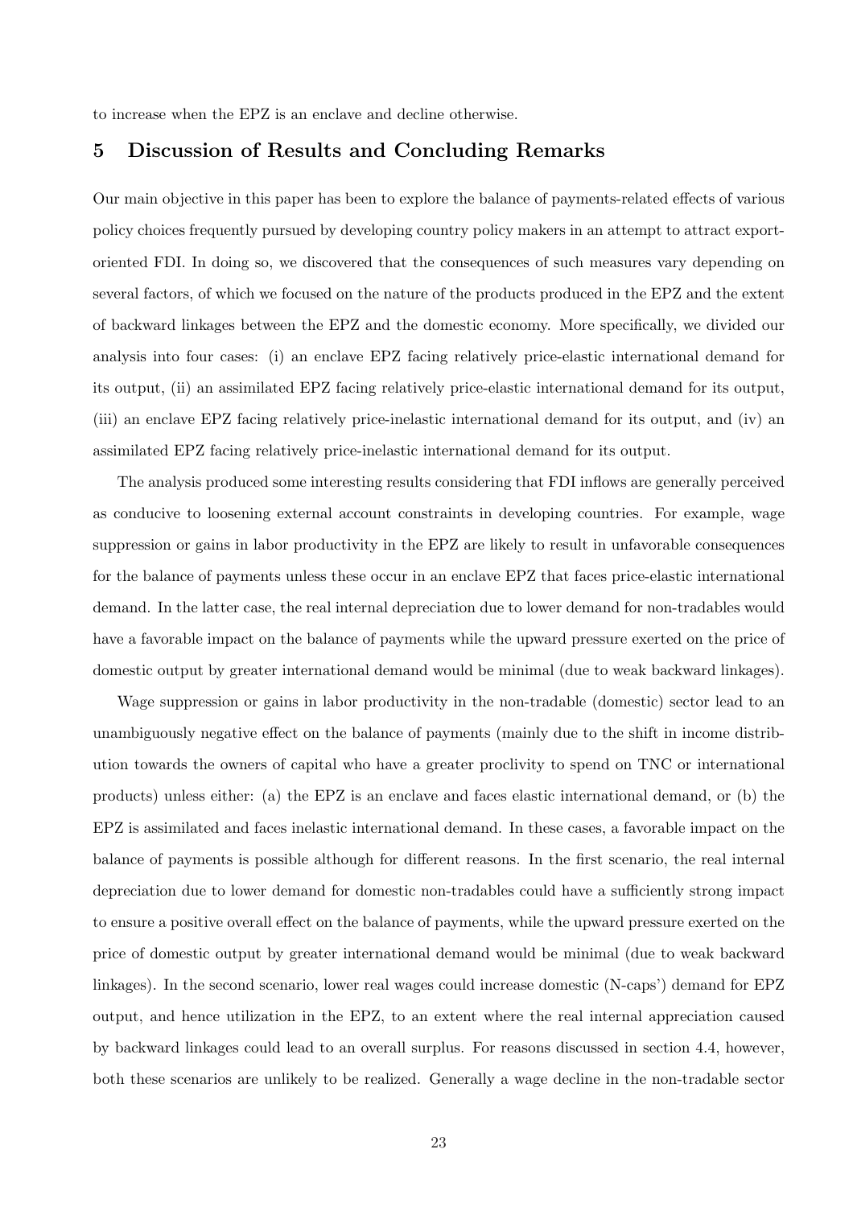to increase when the EPZ is an enclave and decline otherwise.

## 5 Discussion of Results and Concluding Remarks

Our main objective in this paper has been to explore the balance of payments-related effects of various policy choices frequently pursued by developing country policy makers in an attempt to attract export-oriented FDI. In doing so, we discovered that the consequences of such measures vary depending on several factors, of which we focused on the nature of the products produced in the EPZ and the extent of backward linkages between the EPZ and the domestic economy. More specifically, we divided our analysis into four cases: (i) an enclave EPZ facing relatively price-elastic international demand for its output, (ii) an assimilated EPZ facing relatively price-elastic international demand for its output, (iii) an enclave EPZ facing relatively price-inelastic international demand for its output, and (iv) an assimilated EPZ facing relatively price-inelastic international demand for its output.

The analysis produced some interesting results considering that FDI inflows are generally perceived as conducive to loosening external account constraints in developing countries. For example, wage suppression or gains in labor productivity in the EPZ are likely to result in unfavorable consequences for the balance of payments unless these occur in an enclave EPZ that faces price-elastic international demand. In the latter case, the real internal depreciation due to lower demand for non-tradables would have a favorable impact on the balance of payments while the upward pressure exerted on the price of domestic output by greater international demand would be minimal (due to weak backward linkages).

Wage suppression or gains in labor productivity in the non-tradable (domestic) sector lead to an unambiguously negative effect on the balance of payments (mainly due to the shift in income distribution towards the owners of capital who have a greater proclivity to spend on TNC or international products) unless either: (a) the EPZ is an enclave and faces elastic international demand, or (b) the EPZ is assimilated and faces inelastic international demand. In these cases, a favorable impact on the balance of payments is possible although for different reasons. In the first scenario, the real internal depreciation due to lower demand for domestic non-tradables could have a sufficiently strong impact to ensure a positive overall effect on the balance of payments, while the upward pressure exerted on the price of domestic output by greater international demand would be minimal (due to weak backward linkages). In the second scenario, lower real wages could increase domestic (N-caps') demand for EPZ output, and hence utilization in the EPZ, to an extent where the real internal appreciation caused by backward linkages could lead to an overall surplus. For reasons discussed in section 4.4, however, both these scenarios are unlikely to be realized. Generally a wage decline in the non-tradable sector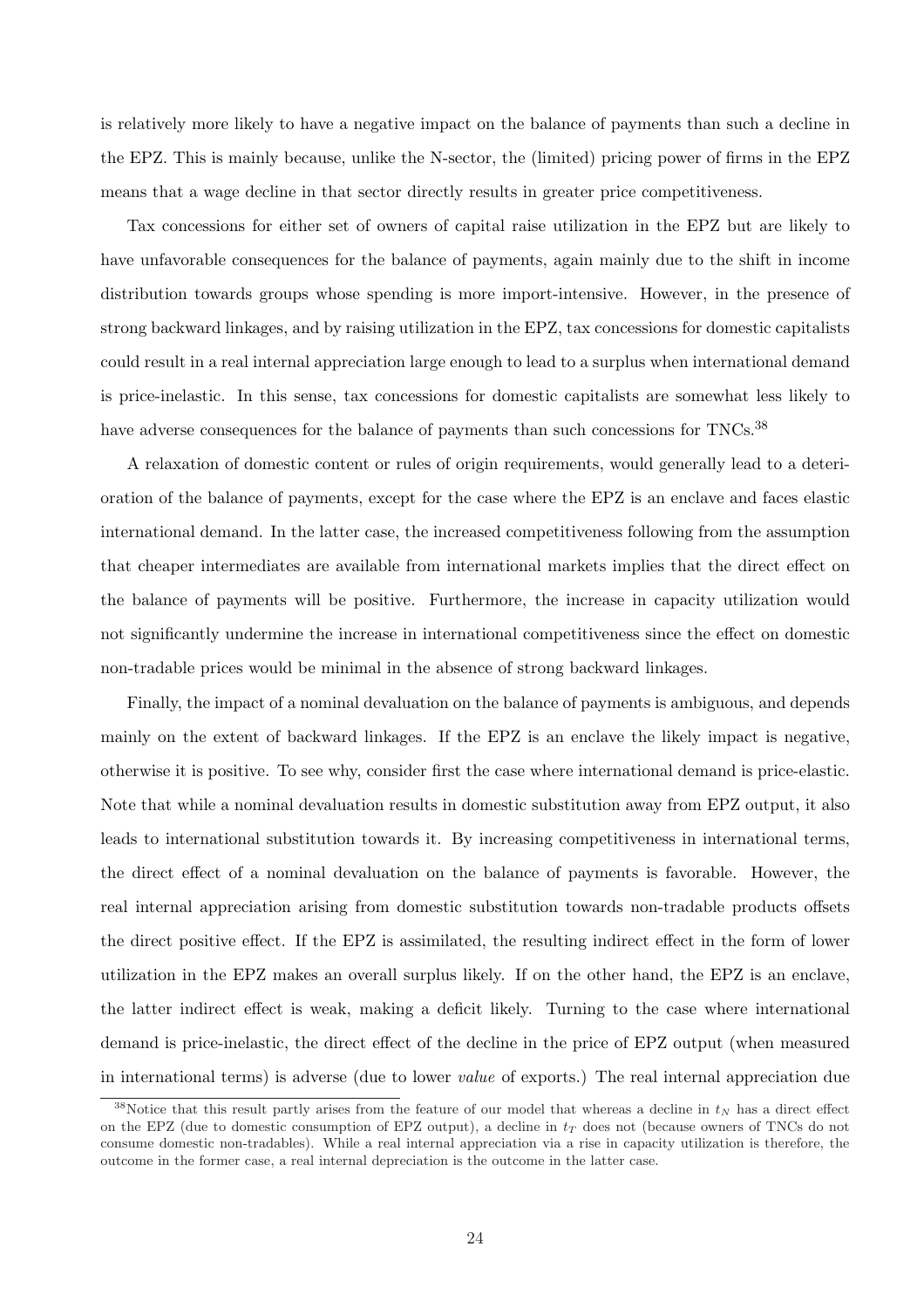is relatively more likely to have a negative impact on the balance of payments than such a decline in the EPZ. This is mainly because, unlike the N-sector, the (limited) pricing power of firms in the EPZ means that a wage decline in that sector directly results in greater price competitiveness.

Tax concessions for either set of owners of capital raise utilization in the EPZ but are likely to have unfavorable consequences for the balance of payments, again mainly due to the shift in income distribution towards groups whose spending is more import-intensive. However, in the presence of strong backward linkages, and by raising utilization in the EPZ, tax concessions for domestic capitalists could result in a real internal appreciation large enough to lead to a surplus when international demand is price-inelastic. In this sense, tax concessions for domestic capitalists are somewhat less likely to have adverse consequences for the balance of payments than such concessions for TNCs.[38]

A relaxation of domestic content or rules of origin requirements, would generally lead to a deterioration of the balance of payments, except for the case where the EPZ is an enclave and faces elastic international demand. In the latter case, the increased competitiveness following from the assumption that cheaper intermediates are available from international markets implies that the direct effect on the balance of payments will be positive. Furthermore, the increase in capacity utilization would not significantly undermine the increase in international competitiveness since the effect on domestic non-tradable prices would be minimal in the absence of strong backward linkages.

Finally, the impact of a nominal devaluation on the balance of payments is ambiguous, and depends mainly on the extent of backward linkages. If the EPZ is an enclave the likely impact is negative, otherwise it is positive. To see why, consider first the case where international demand is price-elastic. Note that while a nominal devaluation results in domestic substitution away from EPZ output, it also leads to international substitution towards it. By increasing competitiveness in international terms, the direct effect of a nominal devaluation on the balance of payments is favorable. However, the real internal appreciation arising from domestic substitution towards non-tradable products offsets the direct positive effect. If the EPZ is assimilated, the resulting indirect effect in the form of lower utilization in the EPZ makes an overall surplus likely. If on the other hand, the EPZ is an enclave, the latter indirect effect is weak, making a deficit likely. Turning to the case where international demand is price-inelastic, the direct effect of the decline in the price of EPZ output (when measured in international terms) is adverse (due to lower *value* of exports.) The real internal appreciation due

[38]Notice that this result partly arises from the feature of our model that whereas a decline in $t_N$ has a direct effect on the EPZ (due to domestic consumption of EPZ output), a decline in $t_T$ does not (because owners of TNCs do not consume domestic non-tradables). While a real internal appreciation via a rise in capacity utilization is therefore, the outcome in the former case, a real internal depreciation is the outcome in the latter case.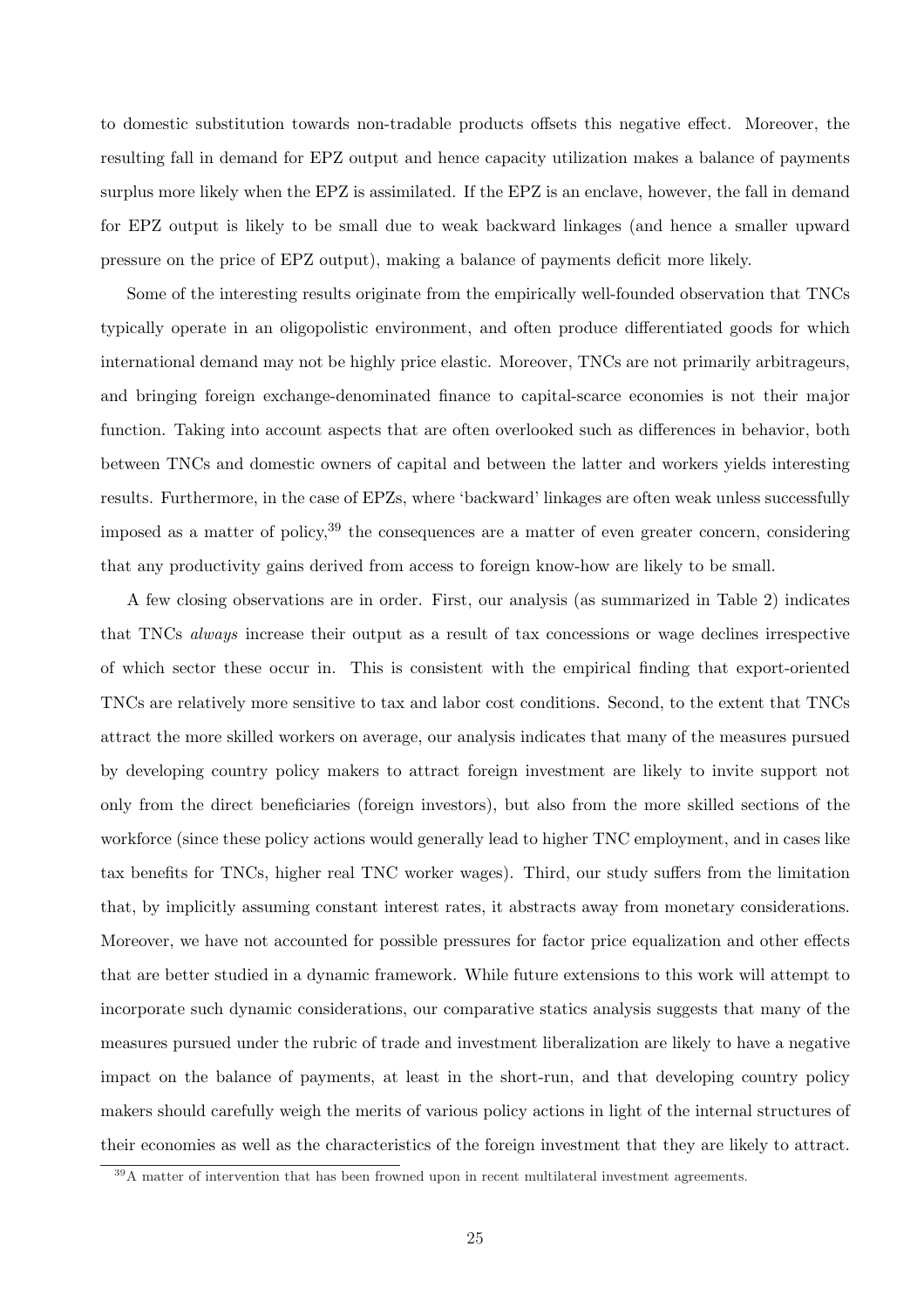to domestic substitution towards non-tradable products offsets this negative effect. Moreover, the resulting fall in demand for EPZ output and hence capacity utilization makes a balance of payments surplus more likely when the EPZ is assimilated. If the EPZ is an enclave, however, the fall in demand for EPZ output is likely to be small due to weak backward linkages (and hence a smaller upward pressure on the price of EPZ output), making a balance of payments deficit more likely.

Some of the interesting results originate from the empirically well-founded observation that TNCs typically operate in an oligopolistic environment, and often produce differentiated goods for which international demand may not be highly price elastic. Moreover, TNCs are not primarily arbitrageurs, and bringing foreign exchange-denominated finance to capital-scarce economies is not their major function. Taking into account aspects that are often overlooked such as differences in behavior, both between TNCs and domestic owners of capital and between the latter and workers yields interesting results. Furthermore, in the case of EPZs, where 'backward' linkages are often weak unless successfully imposed as a matter of policy,[39] the consequences are a matter of even greater concern, considering that any productivity gains derived from access to foreign know-how are likely to be small.

A few closing observations are in order. First, our analysis (as summarized in Table 2) indicates that TNCs *always* increase their output as a result of tax concessions or wage declines irrespective of which sector these occur in. This is consistent with the empirical finding that export-oriented TNCs are relatively more sensitive to tax and labor cost conditions. Second, to the extent that TNCs attract the more skilled workers on average, our analysis indicates that many of the measures pursued by developing country policy makers to attract foreign investment are likely to invite support not only from the direct beneficiaries (foreign investors), but also from the more skilled sections of the workforce (since these policy actions would generally lead to higher TNC employment, and in cases like tax benefits for TNCs, higher real TNC worker wages). Third, our study suffers from the limitation that, by implicitly assuming constant interest rates, it abstracts away from monetary considerations. Moreover, we have not accounted for possible pressures for factor price equalization and other effects that are better studied in a dynamic framework. While future extensions to this work will attempt to incorporate such dynamic considerations, our comparative statics analysis suggests that many of the measures pursued under the rubric of trade and investment liberalization are likely to have a negative impact on the balance of payments, at least in the short-run, and that developing country policy makers should carefully weigh the merits of various policy actions in light of the internal structures of their economies as well as the characteristics of the foreign investment that they are likely to attract.

[39] A matter of intervention that has been frowned upon in recent multilateral investment agreements.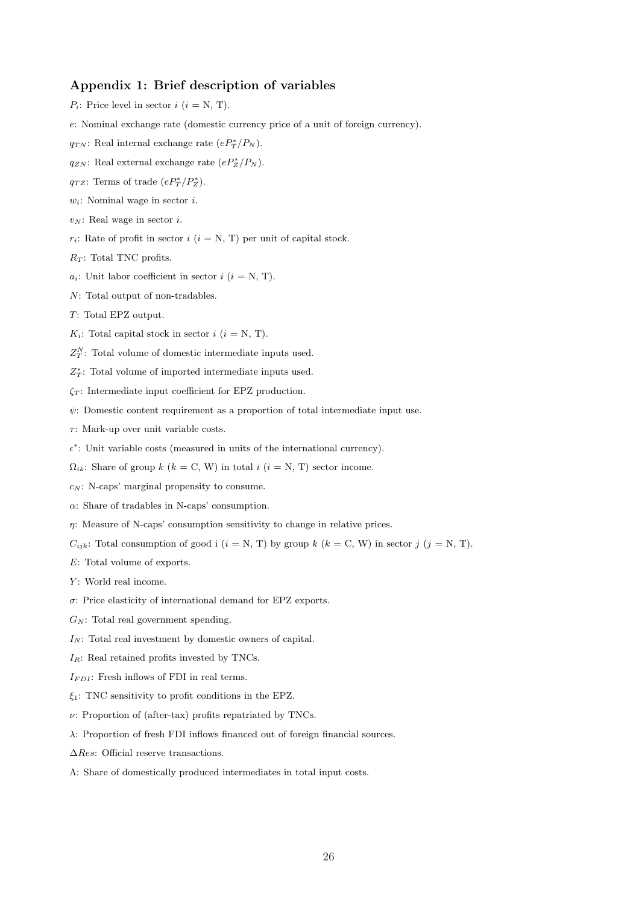## Appendix 1: Brief description of variables

$P_i$: Price level in sector $i$ ($i$ = N, T).

$e$: Nominal exchange rate (domestic currency price of a unit of foreign currency).

$q_{TN}$: Real internal exchange rate ($eP_T^*/P_N$).

$q_{ZN}$: Real external exchange rate ($eP_Z^*/P_N$).

$q_{TZ}$: Terms of trade ($eP_T^*/P_Z^*$).

$w_i$: Nominal wage in sector $i$.

$v_N$: Real wage in sector $i$.

$r_i$: Rate of profit in sector $i$ ($i$ = N, T) per unit of capital stock.

$R_T$: Total TNC profits.

$a_i$: Unit labor coefficient in sector $i$ ($i$ = N, T).

$N$: Total output of non-tradables.

$T$: Total EPZ output.

$K_i$: Total capital stock in sector $i$ ($i$ = N, T).

$Z_T^N$: Total volume of domestic intermediate inputs used.

$Z_T^*$: Total volume of imported intermediate inputs used.

$\zeta_T$: Intermediate input coefficient for EPZ production.

$\psi$: Domestic content requirement as a proportion of total intermediate input use.

$\tau$: Mark-up over unit variable costs.

$\epsilon^*$: Unit variable costs (measured in units of the international currency).

$\Omega_{ik}$: Share of group $k$ ($k$ = C, W) in total $i$ ($i$ = N, T) sector income.

$c_N$: N-caps' marginal propensity to consume.

$\alpha$: Share of tradables in N-caps' consumption.

$\eta$: Measure of N-caps' consumption sensitivity to change in relative prices.

$C_{ijk}$: Total consumption of good i ($i$ = N, T) by group $k$ ($k$ = C, W) in sector $j$ ($j$ = N, T).

$E$: Total volume of exports.

$Y$: World real income.

$\sigma$: Price elasticity of international demand for EPZ exports.

$G_N$: Total real government spending.

$I_N$: Total real investment by domestic owners of capital.

$I_R$: Real retained profits invested by TNCs.

$I_{FDI}$: Fresh inflows of FDI in real terms.

$\xi_1$: TNC sensitivity to profit conditions in the EPZ.

$\nu$: Proportion of (after-tax) profits repatriated by TNCs.

$\lambda$: Proportion of fresh FDI inflows financed out of foreign financial sources.

$\Delta Res$: Official reserve transactions.

$\Lambda$: Share of domestically produced intermediates in total input costs.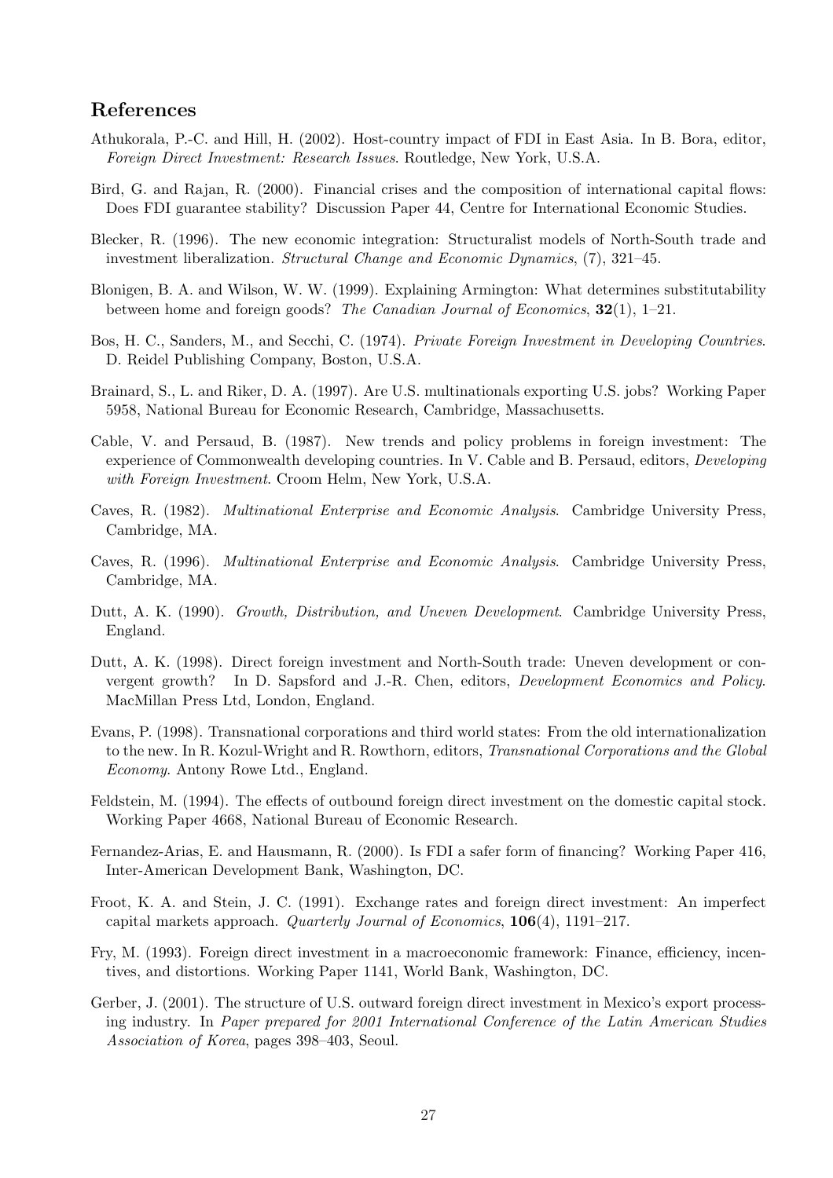## References

Athukorala, P.-C. and Hill, H. (2002). Host-country impact of FDI in East Asia. In B. Bora, editor, *Foreign Direct Investment: Research Issues*. Routledge, New York, U.S.A.

Bird, G. and Rajan, R. (2000). Financial crises and the composition of international capital flows: Does FDI guarantee stability? Discussion Paper 44, Centre for International Economic Studies.

Blecker, R. (1996). The new economic integration: Structuralist models of North-South trade and investment liberalization. *Structural Change and Economic Dynamics*, (7), 321–45.

Blonigen, B. A. and Wilson, W. W. (1999). Explaining Armington: What determines substitutability between home and foreign goods? *The Canadian Journal of Economics*, **32**(1), 1–21.

Bos, H. C., Sanders, M., and Secchi, C. (1974). *Private Foreign Investment in Developing Countries*. D. Reidel Publishing Company, Boston, U.S.A.

Brainard, S., L. and Riker, D. A. (1997). Are U.S. multinationals exporting U.S. jobs? Working Paper 5958, National Bureau for Economic Research, Cambridge, Massachusetts.

Cable, V. and Persaud, B. (1987). New trends and policy problems in foreign investment: The experience of Commonwealth developing countries. In V. Cable and B. Persaud, editors, *Developing with Foreign Investment*. Croom Helm, New York, U.S.A.

Caves, R. (1982). *Multinational Enterprise and Economic Analysis*. Cambridge University Press, Cambridge, MA.

Caves, R. (1996). *Multinational Enterprise and Economic Analysis*. Cambridge University Press, Cambridge, MA.

Dutt, A. K. (1990). *Growth, Distribution, and Uneven Development*. Cambridge University Press, England.

Dutt, A. K. (1998). Direct foreign investment and North-South trade: Uneven development or convergent growth? In D. Sapsford and J.-R. Chen, editors, *Development Economics and Policy*. MacMillan Press Ltd, London, England.

Evans, P. (1998). Transnational corporations and third world states: From the old internationalization to the new. In R. Kozul-Wright and R. Rowthorn, editors, *Transnational Corporations and the Global Economy*. Antony Rowe Ltd., England.

Feldstein, M. (1994). The effects of outbound foreign direct investment on the domestic capital stock. Working Paper 4668, National Bureau of Economic Research.

Fernandez-Arias, E. and Hausmann, R. (2000). Is FDI a safer form of financing? Working Paper 416, Inter-American Development Bank, Washington, DC.

Froot, K. A. and Stein, J. C. (1991). Exchange rates and foreign direct investment: An imperfect capital markets approach. *Quarterly Journal of Economics*, **106**(4), 1191–217.

Fry, M. (1993). Foreign direct investment in a macroeconomic framework: Finance, efficiency, incentives, and distortions. Working Paper 1141, World Bank, Washington, DC.

Gerber, J. (2001). The structure of U.S. outward foreign direct investment in Mexico's export processing industry. In *Paper prepared for 2001 International Conference of the Latin American Studies Association of Korea*, pages 398–403, Seoul.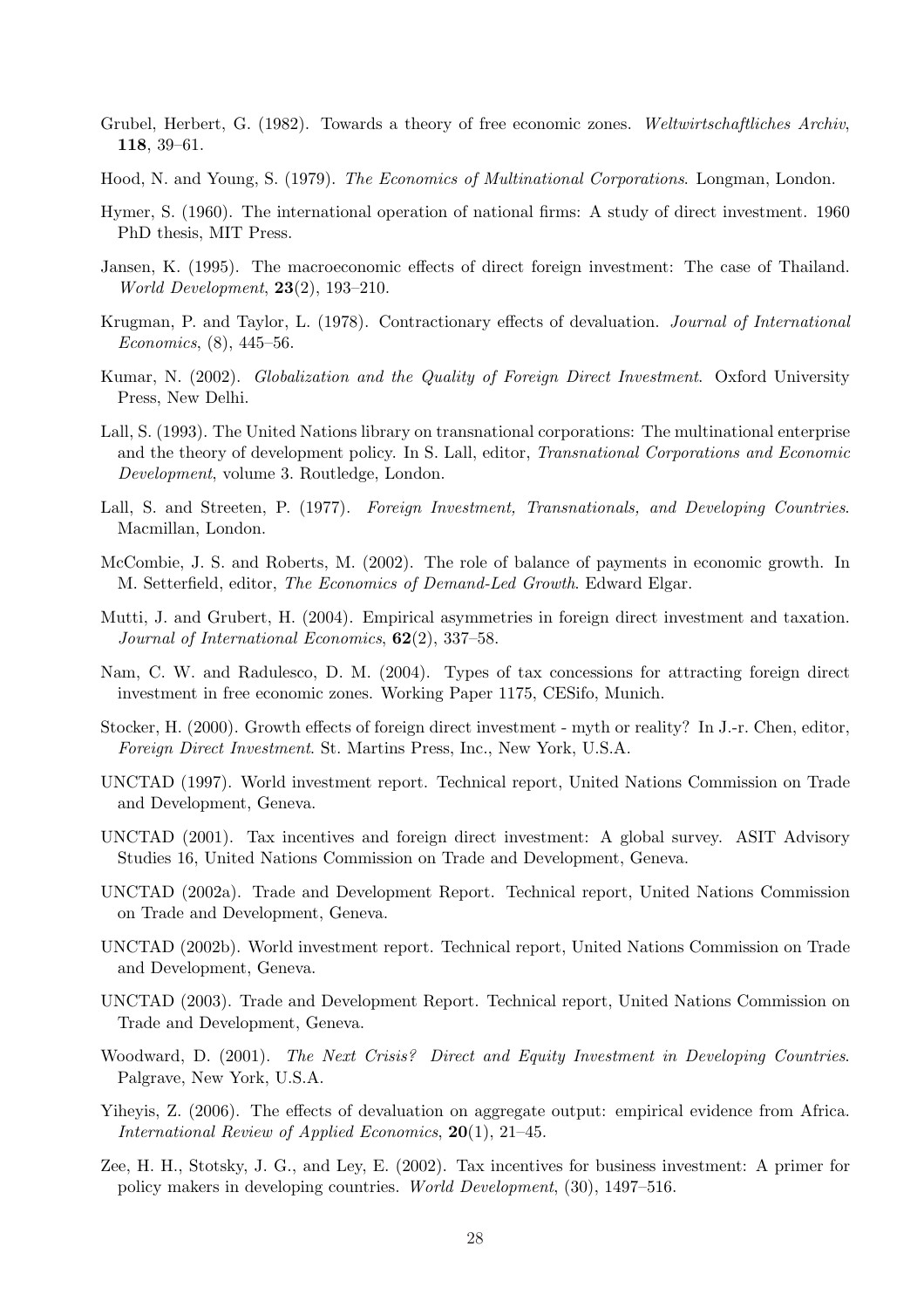Grubel, Herbert, G. (1982). Towards a theory of free economic zones. *Weltwirtschaftliches Archiv*, **118**, 39–61.

Hood, N. and Young, S. (1979). *The Economics of Multinational Corporations*. Longman, London.

Hymer, S. (1960). The international operation of national firms: A study of direct investment. 1960 PhD thesis, MIT Press.

Jansen, K. (1995). The macroeconomic effects of direct foreign investment: The case of Thailand. *World Development*, **23**(2), 193–210.

Krugman, P. and Taylor, L. (1978). Contractionary effects of devaluation. *Journal of International Economics*, (8), 445–56.

Kumar, N. (2002). *Globalization and the Quality of Foreign Direct Investment*. Oxford University Press, New Delhi.

Lall, S. (1993). The United Nations library on transnational corporations: The multinational enterprise and the theory of development policy. In S. Lall, editor, *Transnational Corporations and Economic Development*, volume 3. Routledge, London.

Lall, S. and Streeten, P. (1977). *Foreign Investment, Transnationals, and Developing Countries*. Macmillan, London.

McCombie, J. S. and Roberts, M. (2002). The role of balance of payments in economic growth. In M. Setterfield, editor, *The Economics of Demand-Led Growth*. Edward Elgar.

Mutti, J. and Grubert, H. (2004). Empirical asymmetries in foreign direct investment and taxation. *Journal of International Economics*, **62**(2), 337–58.

Nam, C. W. and Radulesco, D. M. (2004). Types of tax concessions for attracting foreign direct investment in free economic zones. Working Paper 1175, CESifo, Munich.

Stocker, H. (2000). Growth effects of foreign direct investment - myth or reality? In J.-r. Chen, editor, *Foreign Direct Investment*. St. Martins Press, Inc., New York, U.S.A.

UNCTAD (1997). World investment report. Technical report, United Nations Commission on Trade and Development, Geneva.

UNCTAD (2001). Tax incentives and foreign direct investment: A global survey. ASIT Advisory Studies 16, United Nations Commission on Trade and Development, Geneva.

UNCTAD (2002a). Trade and Development Report. Technical report, United Nations Commission on Trade and Development, Geneva.

UNCTAD (2002b). World investment report. Technical report, United Nations Commission on Trade and Development, Geneva.

UNCTAD (2003). Trade and Development Report. Technical report, United Nations Commission on Trade and Development, Geneva.

Woodward, D. (2001). *The Next Crisis? Direct and Equity Investment in Developing Countries*. Palgrave, New York, U.S.A.

Yiheyis, Z. (2006). The effects of devaluation on aggregate output: empirical evidence from Africa. *International Review of Applied Economics*, **20**(1), 21–45.

Zee, H. H., Stotsky, J. G., and Ley, E. (2002). Tax incentives for business investment: A primer for policy makers in developing countries. *World Development*, (30), 1497–516.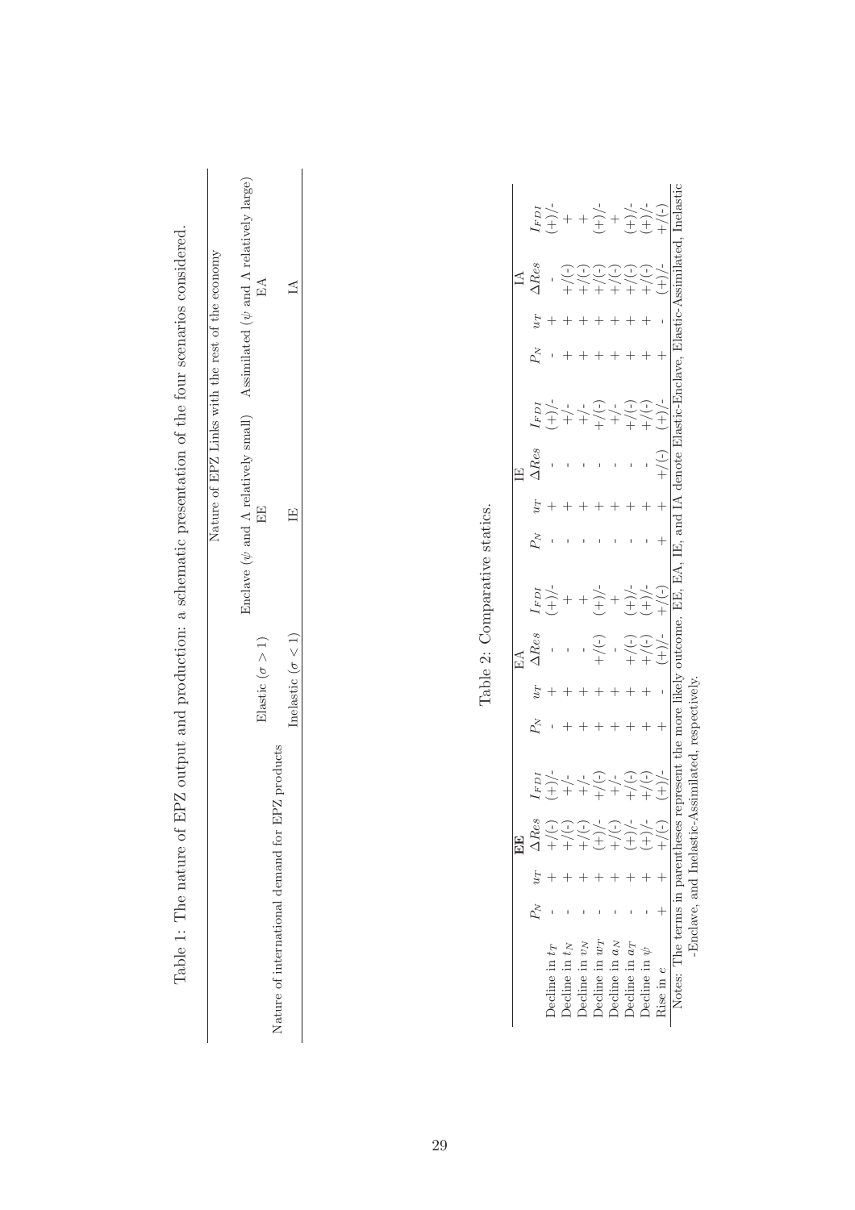Table 1: The nature of EPZ output and production: a schematic presentation of the four scenarios considered.

| | | Nature of EPZ Links with the rest of the economy | |
|---|---|---|---|
| | | Enclave ($\psi$ and $\Lambda$ relatively small) | Assimilated ($\psi$ and $\Lambda$ relatively large) |
| Nature of international demand for EPZ products | Elastic ($\sigma > 1$) | EE | EA |
| | Inelastic ($\sigma < 1$) | IE | IA |

Table 2: Comparative statics.

| | EE | | | | EA | | | | IE | | | | IA | | | |
|---|---|---|---|---|---|---|---|---|---|---|---|---|---|---|---|---|
| | $P_N$ | $u_T$ | $\Delta Res$ | $I_{FDI}$ | $P_N$ | $u_T$ | $\Delta Res$ | $I_{FDI}$ | $P_N$ | $u_T$ | $\Delta Res$ | $I_{FDI}$ | $P_N$ | $u_T$ | $\Delta Res$ | $I_{FDI}$ |
| Decline in $t_T$ | - | + | +/(-) | (+)/- | - | + | - | (+)/- | - | + | - | (+)/- | - | + | - | (+)/- |
| Decline in $t_N$ | - | + | +/(-) | +/- | + | + | - | + | - | + | - | +/- | + | + | +/(-) | + |
| Decline in $v_N$ | - | + | +/(-) | +/- | + | + | - | + | - | + | - | +/- | + | + | +/(-) | + |
| Decline in $w_T$ | - | + | (+)/- | +/(-) | + | + | +/(-) | (+)/- | - | + | - | +/(-) | + | + | +/(-) | (+)/- |
| Decline in $a_N$ | - | + | +/(-) | +/- | + | + | - | + | - | + | - | +/- | + | + | +/(-) | + |
| Decline in $a_T$ | - | + | (+)/- | +/(-) | + | + | +/(-) | (+)/- | - | + | - | +/(-) | + | + | +/(-) | (+)/- |
| Decline in $\psi$ | - | + | (+)/- | +/(-) | + | + | +/(-) | (+)/- | - | + | - | +/(-) | + | + | +/(-) | (+)/- |
| Rise in $e$ | + | + | +/(-) | (+)/- | + | - | (+)/- | +/(-) | + | + | +/(-) | (+)/- | + | - | (+)/- | +/(-) |

Notes: The terms in parentheses represent the more likely outcome. EE, EA, IE, and IA denote Elastic-Enclave, Elastic-Assimilated, Inelastic-Enclave, and Inelastic-Assimilated, respectively.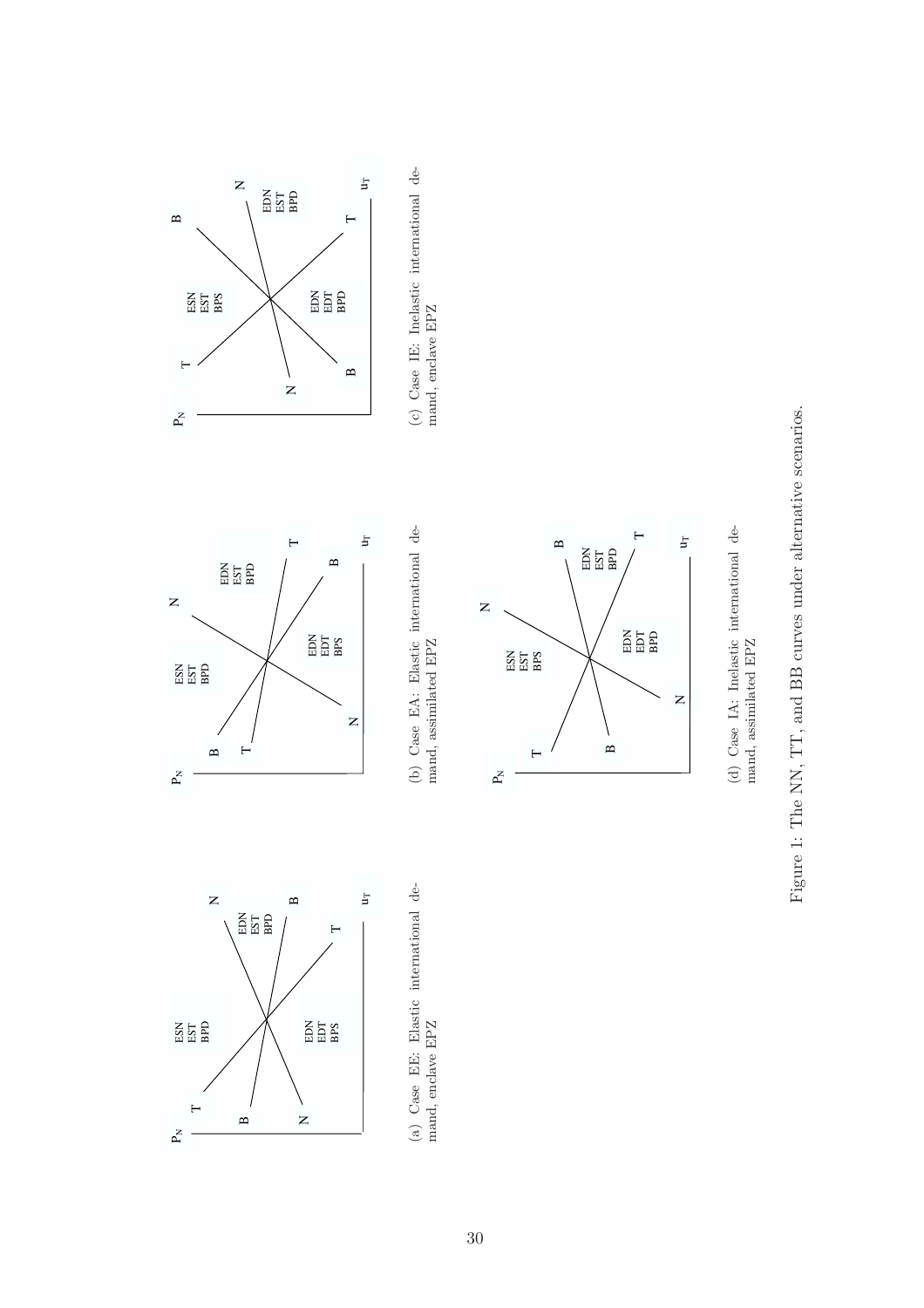(a) Case EE: Elastic international demand, enclave EPZ

(b) Case EA: Elastic international demand, assimilated EPZ

(c) Case IE: Inelastic international demand, enclave EPZ

(d) Case IA: Inelastic international demand, assimilated EPZ

Figure 1: The NN, TT, and BB curves under alternative scenarios.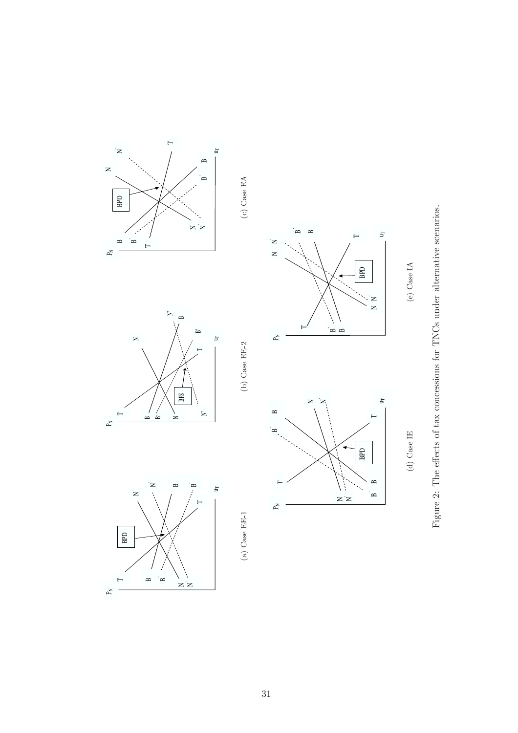$P_N$

T

B

B'

N

N'

N

N'

B

B'

T

$u_T$

BPD

(a) Case EE-1

$P_N$

T

B

B'

N

N'

N

N'

B

B'

T

$u_T$

BPS

(b) Case EE-2

$P_N$

B

B'

T

N

N'

N

N'

T

B

B'

$u_T$

BPD

(c) Case EA

$P_N$

T

B'

B

N

N'

N

N'

B'

B

T

$u_T$

BPD

(d) Case IE

$P_N$

T

B'

B

N

N'

B'

B

N

N'

T

$u_T$

BPD

(e) Case IA

Figure 2: The effects of tax concessions for TNCs under alternative scenarios.